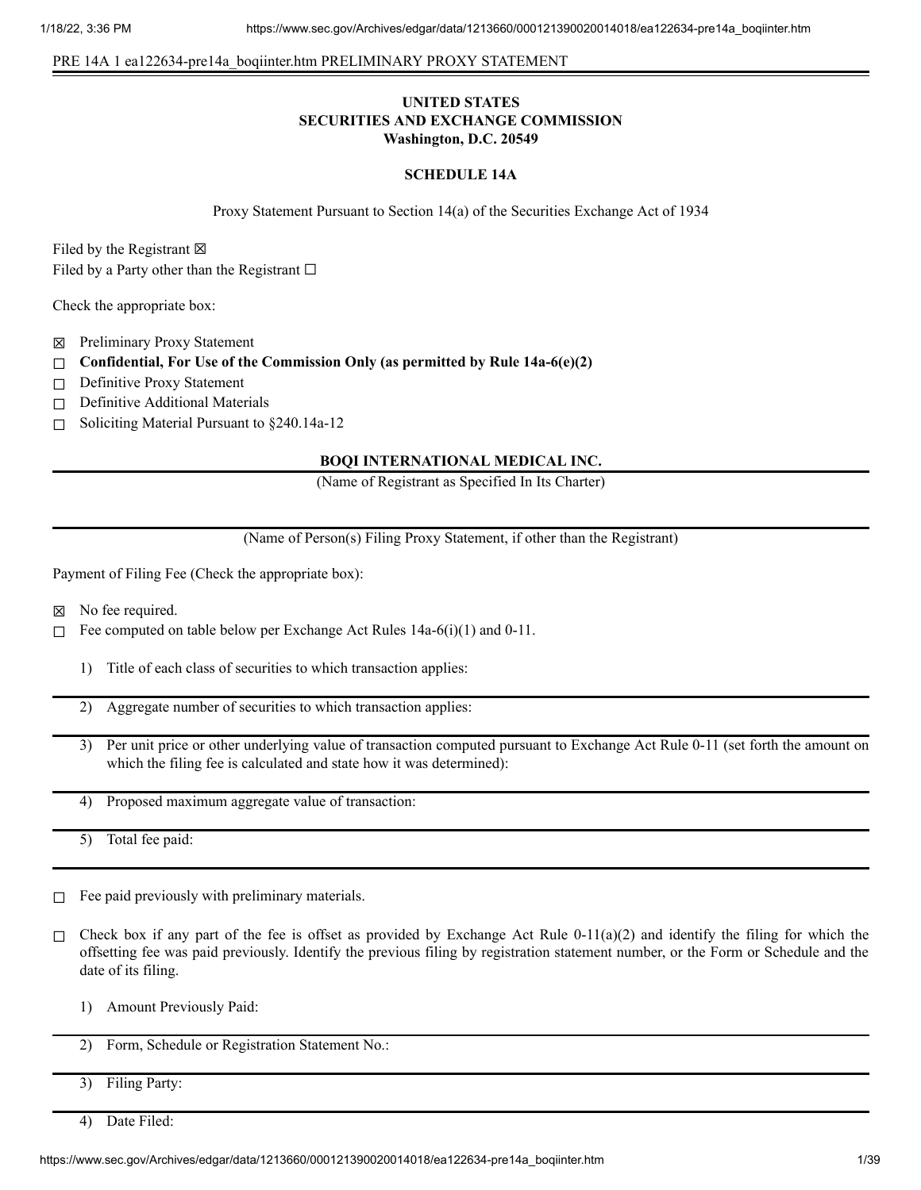PRE 14A 1 ea122634-pre14a_boqiinter.htm PRELIMINARY PROXY STATEMENT

**UNITED STATES**
**SECURITIES AND EXCHANGE COMMISSION**
**Washington, D.C. 20549**

**SCHEDULE 14A**

Proxy Statement Pursuant to Section 14(a) of the Securities Exchange Act of 1934

Filed by the Registrant ☒
Filed by a Party other than the Registrant ☐

Check the appropriate box:

☒ Preliminary Proxy Statement
☐ **Confidential, For Use of the Commission Only (as permitted by Rule 14a-6(e)(2)**
☐ Definitive Proxy Statement
☐ Definitive Additional Materials
☐ Soliciting Material Pursuant to §240.14a-12

**BOQI INTERNATIONAL MEDICAL INC.**

(Name of Registrant as Specified In Its Charter)

(Name of Person(s) Filing Proxy Statement, if other than the Registrant)

Payment of Filing Fee (Check the appropriate box):

☒ No fee required.
☐ Fee computed on table below per Exchange Act Rules 14a-6(i)(1) and 0-11.

1) Title of each class of securities to which transaction applies:

2) Aggregate number of securities to which transaction applies:

3) Per unit price or other underlying value of transaction computed pursuant to Exchange Act Rule 0-11 (set forth the amount on which the filing fee is calculated and state how it was determined):

4) Proposed maximum aggregate value of transaction:

5) Total fee paid:

☐ Fee paid previously with preliminary materials.

☐ Check box if any part of the fee is offset as provided by Exchange Act Rule 0-11(a)(2) and identify the filing for which the offsetting fee was paid previously. Identify the previous filing by registration statement number, or the Form or Schedule and the date of its filing.

1) Amount Previously Paid:

2) Form, Schedule or Registration Statement No.:

3) Filing Party:

4) Date Filed: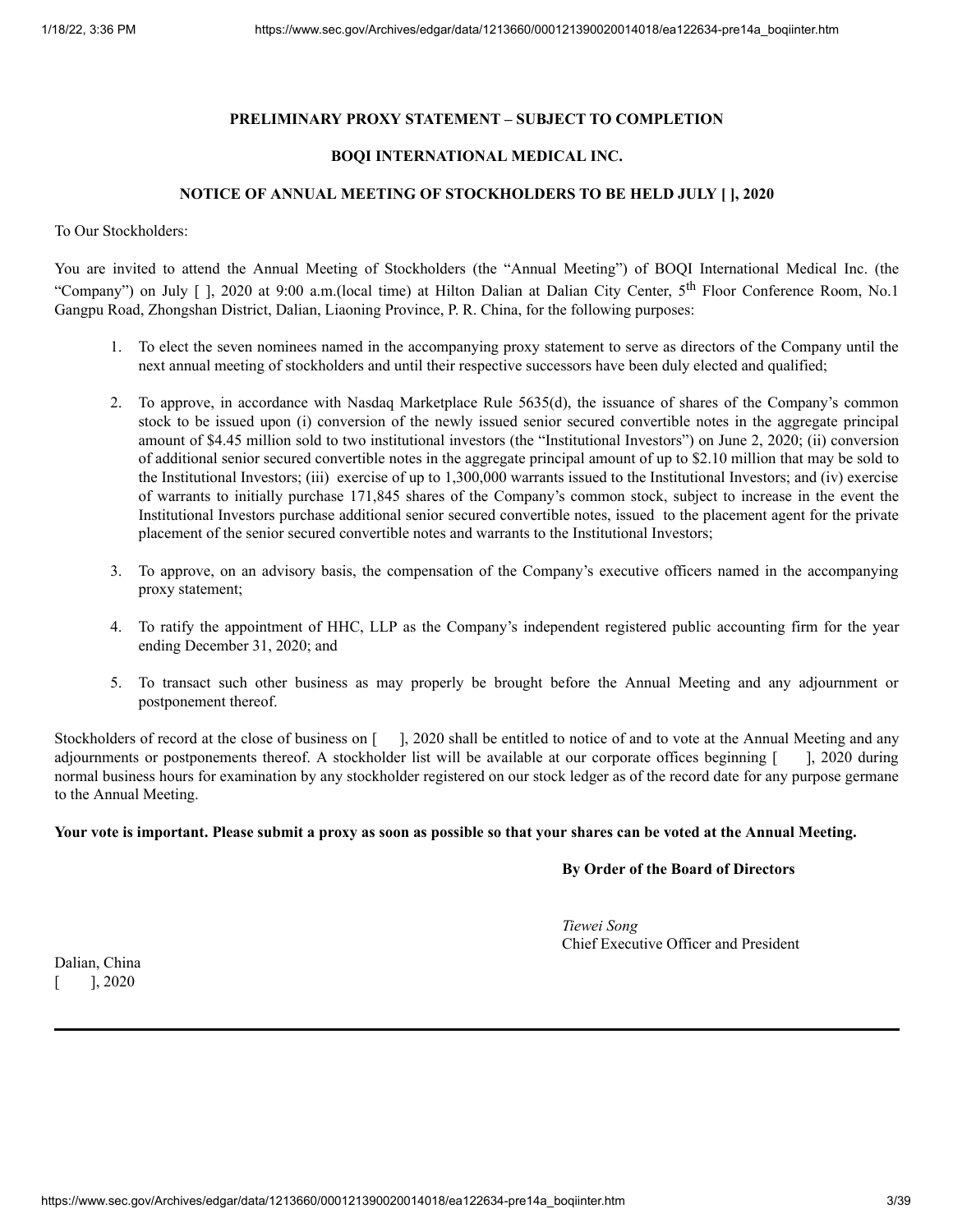**PRELIMINARY PROXY STATEMENT – SUBJECT TO COMPLETION**

**BOQI INTERNATIONAL MEDICAL INC.**

**NOTICE OF ANNUAL MEETING OF STOCKHOLDERS TO BE HELD JULY [ ], 2020**

To Our Stockholders:

You are invited to attend the Annual Meeting of Stockholders (the "Annual Meeting") of BOQI International Medical Inc. (the "Company") on July [ ], 2020 at 9:00 a.m.(local time) at Hilton Dalian at Dalian City Center, 5th Floor Conference Room, No.1 Gangpu Road, Zhongshan District, Dalian, Liaoning Province, P. R. China, for the following purposes:

1. To elect the seven nominees named in the accompanying proxy statement to serve as directors of the Company until the next annual meeting of stockholders and until their respective successors have been duly elected and qualified;

2. To approve, in accordance with Nasdaq Marketplace Rule 5635(d), the issuance of shares of the Company's common stock to be issued upon (i) conversion of the newly issued senior secured convertible notes in the aggregate principal amount of $4.45 million sold to two institutional investors (the "Institutional Investors") on June 2, 2020; (ii) conversion of additional senior secured convertible notes in the aggregate principal amount of up to $2.10 million that may be sold to the Institutional Investors; (iii) exercise of up to 1,300,000 warrants issued to the Institutional Investors; and (iv) exercise of warrants to initially purchase 171,845 shares of the Company's common stock, subject to increase in the event the Institutional Investors purchase additional senior secured convertible notes, issued to the placement agent for the private placement of the senior secured convertible notes and warrants to the Institutional Investors;

3. To approve, on an advisory basis, the compensation of the Company's executive officers named in the accompanying proxy statement;

4. To ratify the appointment of HHC, LLP as the Company's independent registered public accounting firm for the year ending December 31, 2020; and

5. To transact such other business as may properly be brought before the Annual Meeting and any adjournment or postponement thereof.

Stockholders of record at the close of business on [ ], 2020 shall be entitled to notice of and to vote at the Annual Meeting and any adjournments or postponements thereof. A stockholder list will be available at our corporate offices beginning [ ], 2020 during normal business hours for examination by any stockholder registered on our stock ledger as of the record date for any purpose germane to the Annual Meeting.

**Your vote is important. Please submit a proxy as soon as possible so that your shares can be voted at the Annual Meeting.**

**By Order of the Board of Directors**

*Tiewei Song*
Chief Executive Officer and President

Dalian, China
[ ], 2020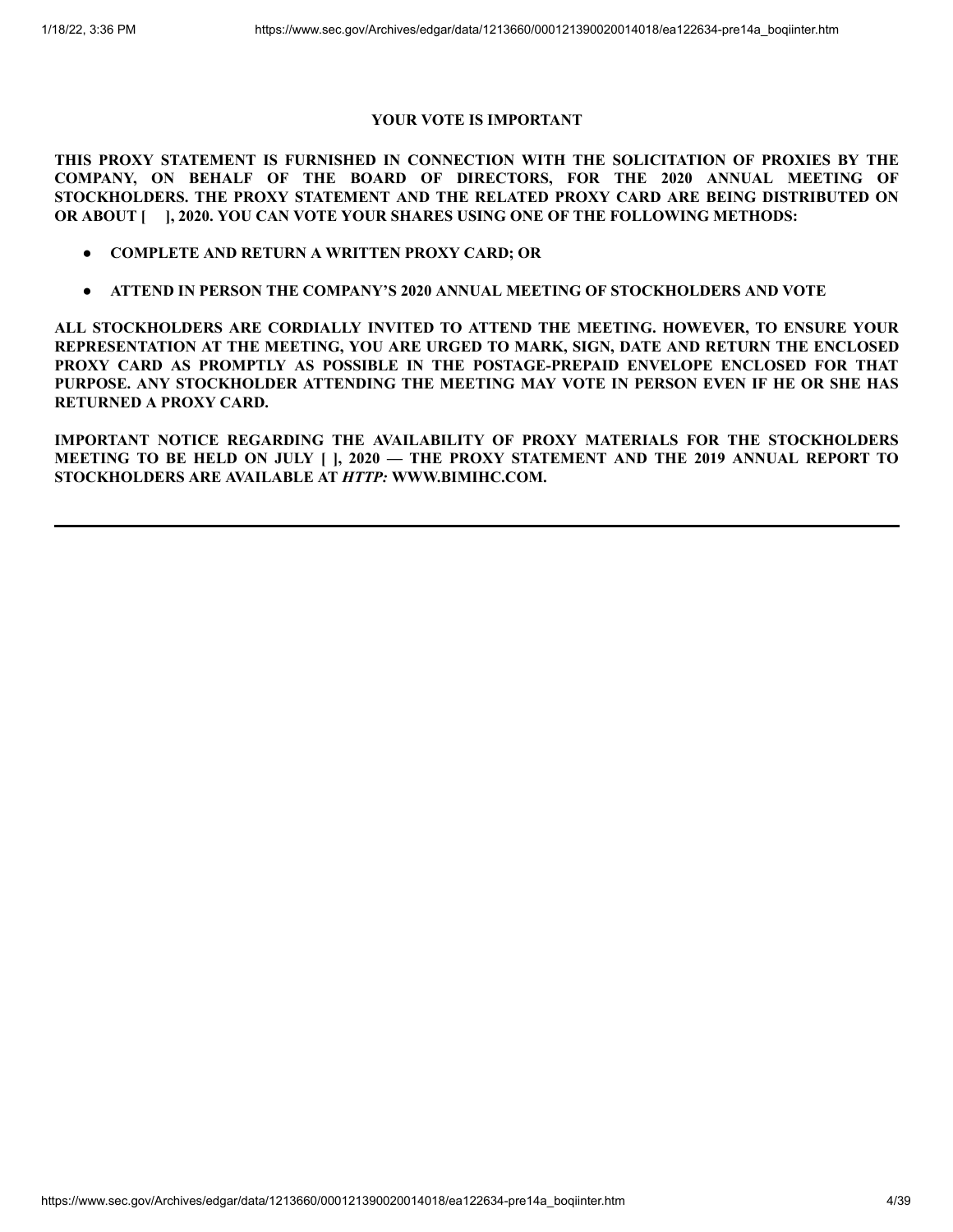**YOUR VOTE IS IMPORTANT**

**THIS PROXY STATEMENT IS FURNISHED IN CONNECTION WITH THE SOLICITATION OF PROXIES BY THE COMPANY, ON BEHALF OF THE BOARD OF DIRECTORS, FOR THE 2020 ANNUAL MEETING OF STOCKHOLDERS. THE PROXY STATEMENT AND THE RELATED PROXY CARD ARE BEING DISTRIBUTED ON OR ABOUT [ ], 2020. YOU CAN VOTE YOUR SHARES USING ONE OF THE FOLLOWING METHODS:**

- **COMPLETE AND RETURN A WRITTEN PROXY CARD; OR**
- **ATTEND IN PERSON THE COMPANY'S 2020 ANNUAL MEETING OF STOCKHOLDERS AND VOTE**

**ALL STOCKHOLDERS ARE CORDIALLY INVITED TO ATTEND THE MEETING. HOWEVER, TO ENSURE YOUR REPRESENTATION AT THE MEETING, YOU ARE URGED TO MARK, SIGN, DATE AND RETURN THE ENCLOSED PROXY CARD AS PROMPTLY AS POSSIBLE IN THE POSTAGE-PREPAID ENVELOPE ENCLOSED FOR THAT PURPOSE. ANY STOCKHOLDER ATTENDING THE MEETING MAY VOTE IN PERSON EVEN IF HE OR SHE HAS RETURNED A PROXY CARD.**

**IMPORTANT NOTICE REGARDING THE AVAILABILITY OF PROXY MATERIALS FOR THE STOCKHOLDERS MEETING TO BE HELD ON JULY [ ], 2020 — THE PROXY STATEMENT AND THE 2019 ANNUAL REPORT TO STOCKHOLDERS ARE AVAILABLE AT *HTTP:* WWW.BIMIHC.COM.**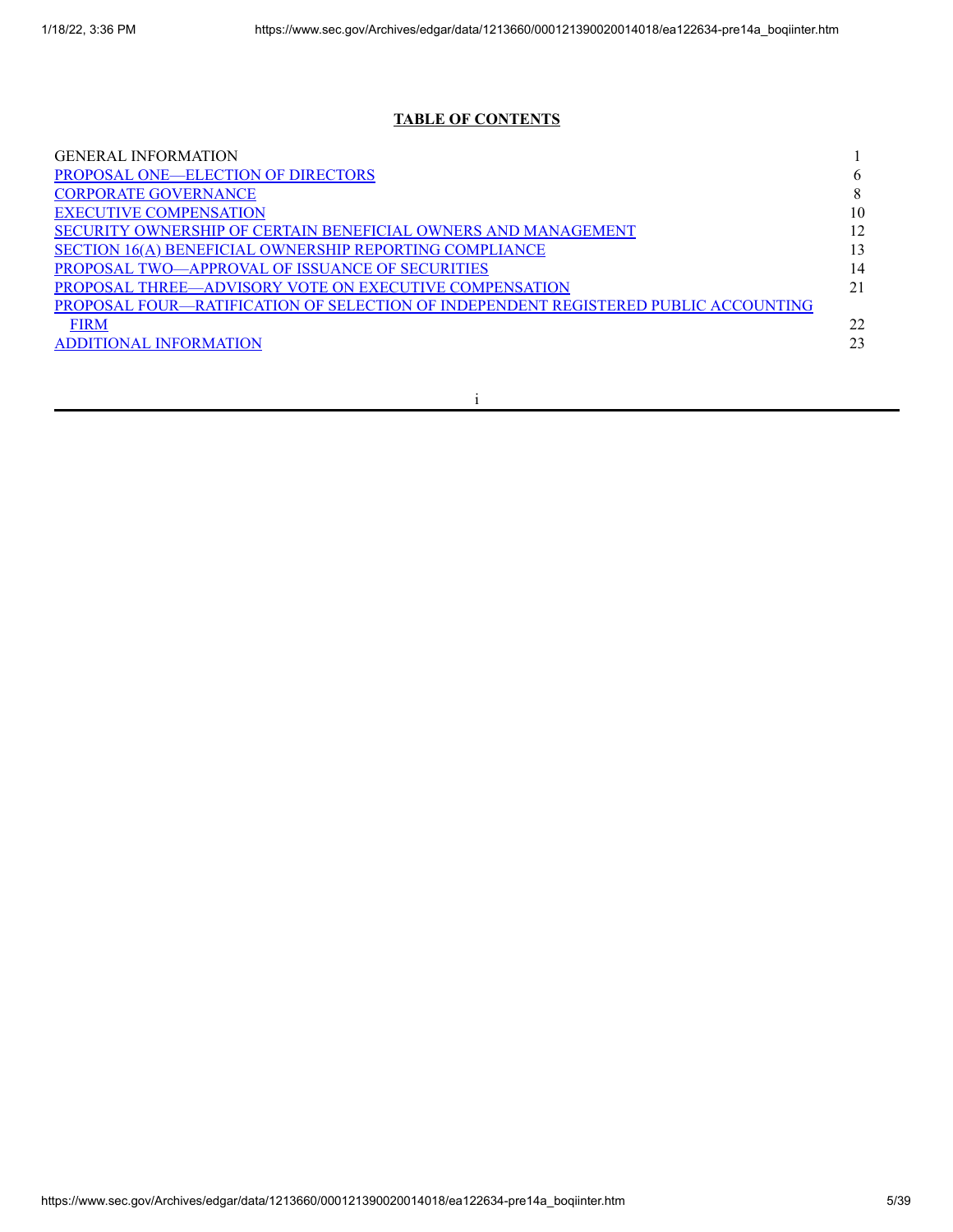**TABLE OF CONTENTS**

| | |
|---|---|
| GENERAL INFORMATION | 1 |
| PROPOSAL ONE—ELECTION OF DIRECTORS | 6 |
| CORPORATE GOVERNANCE | 8 |
| EXECUTIVE COMPENSATION | 10 |
| SECURITY OWNERSHIP OF CERTAIN BENEFICIAL OWNERS AND MANAGEMENT | 12 |
| SECTION 16(A) BENEFICIAL OWNERSHIP REPORTING COMPLIANCE | 13 |
| PROPOSAL TWO—APPROVAL OF ISSUANCE OF SECURITIES | 14 |
| PROPOSAL THREE—ADVISORY VOTE ON EXECUTIVE COMPENSATION | 21 |
| PROPOSAL FOUR—RATIFICATION OF SELECTION OF INDEPENDENT REGISTERED PUBLIC ACCOUNTING FIRM | 22 |
| ADDITIONAL INFORMATION | 23 |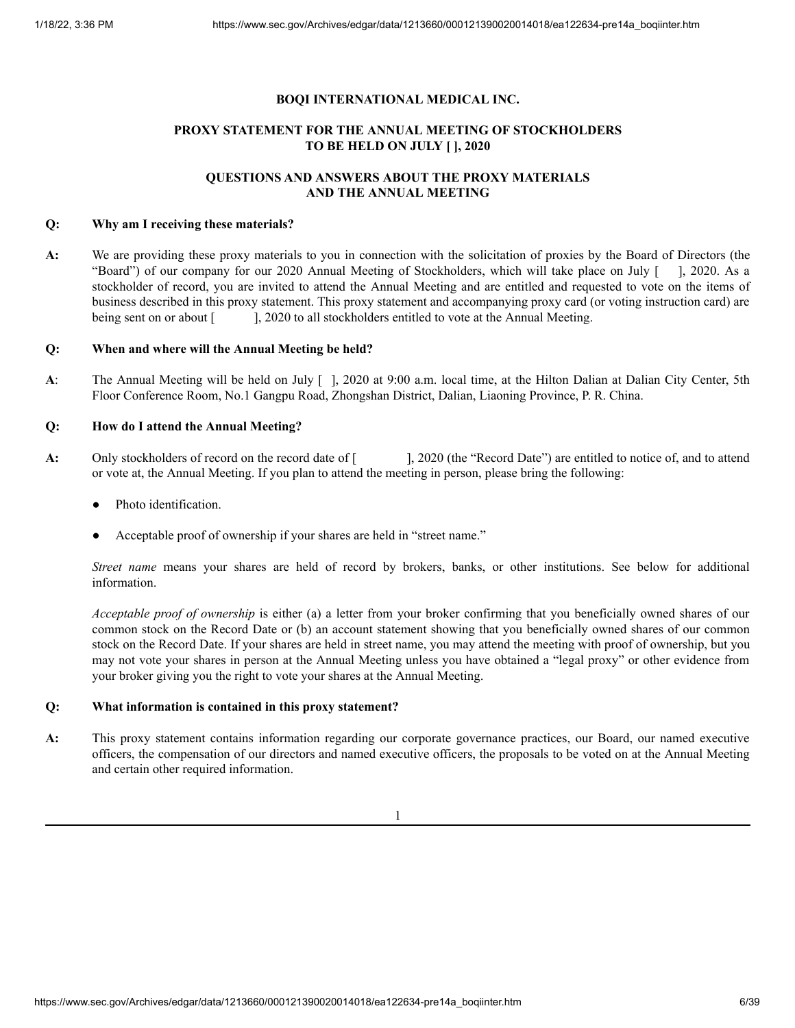**BOQI INTERNATIONAL MEDICAL INC.**

**PROXY STATEMENT FOR THE ANNUAL MEETING OF STOCKHOLDERS TO BE HELD ON JULY [ ], 2020**

**QUESTIONS AND ANSWERS ABOUT THE PROXY MATERIALS AND THE ANNUAL MEETING**

**Q: Why am I receiving these materials?**

**A:** We are providing these proxy materials to you in connection with the solicitation of proxies by the Board of Directors (the "Board") of our company for our 2020 Annual Meeting of Stockholders, which will take place on July [ ], 2020. As a stockholder of record, you are invited to attend the Annual Meeting and are entitled and requested to vote on the items of business described in this proxy statement. This proxy statement and accompanying proxy card (or voting instruction card) are being sent on or about [ ], 2020 to all stockholders entitled to vote at the Annual Meeting.

**Q: When and where will the Annual Meeting be held?**

**A**: The Annual Meeting will be held on July [ ], 2020 at 9:00 a.m. local time, at the Hilton Dalian at Dalian City Center, 5th Floor Conference Room, No.1 Gangpu Road, Zhongshan District, Dalian, Liaoning Province, P. R. China.

**Q: How do I attend the Annual Meeting?**

**A:** Only stockholders of record on the record date of [ ], 2020 (the "Record Date") are entitled to notice of, and to attend or vote at, the Annual Meeting. If you plan to attend the meeting in person, please bring the following:

- Photo identification.
- Acceptable proof of ownership if your shares are held in "street name."

*Street name* means your shares are held of record by brokers, banks, or other institutions. See below for additional information.

*Acceptable proof of ownership* is either (a) a letter from your broker confirming that you beneficially owned shares of our common stock on the Record Date or (b) an account statement showing that you beneficially owned shares of our common stock on the Record Date. If your shares are held in street name, you may attend the meeting with proof of ownership, but you may not vote your shares in person at the Annual Meeting unless you have obtained a "legal proxy" or other evidence from your broker giving you the right to vote your shares at the Annual Meeting.

**Q: What information is contained in this proxy statement?**

**A:** This proxy statement contains information regarding our corporate governance practices, our Board, our named executive officers, the compensation of our directors and named executive officers, the proposals to be voted on at the Annual Meeting and certain other required information.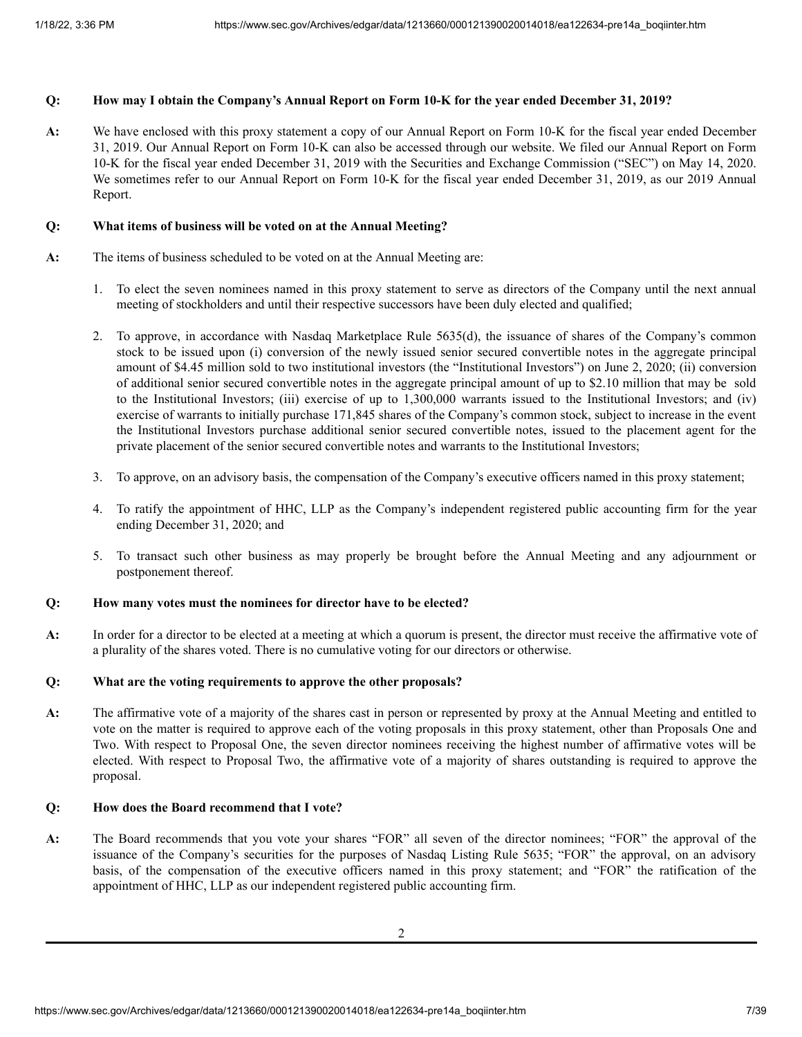**Q: How may I obtain the Company's Annual Report on Form 10-K for the year ended December 31, 2019?**

**A:** We have enclosed with this proxy statement a copy of our Annual Report on Form 10-K for the fiscal year ended December 31, 2019. Our Annual Report on Form 10-K can also be accessed through our website. We filed our Annual Report on Form 10-K for the fiscal year ended December 31, 2019 with the Securities and Exchange Commission ("SEC") on May 14, 2020. We sometimes refer to our Annual Report on Form 10-K for the fiscal year ended December 31, 2019, as our 2019 Annual Report.

**Q: What items of business will be voted on at the Annual Meeting?**

**A:** The items of business scheduled to be voted on at the Annual Meeting are:

1. To elect the seven nominees named in this proxy statement to serve as directors of the Company until the next annual meeting of stockholders and until their respective successors have been duly elected and qualified;

2. To approve, in accordance with Nasdaq Marketplace Rule 5635(d), the issuance of shares of the Company's common stock to be issued upon (i) conversion of the newly issued senior secured convertible notes in the aggregate principal amount of $4.45 million sold to two institutional investors (the "Institutional Investors") on June 2, 2020; (ii) conversion of additional senior secured convertible notes in the aggregate principal amount of up to $2.10 million that may be sold to the Institutional Investors; (iii) exercise of up to 1,300,000 warrants issued to the Institutional Investors; and (iv) exercise of warrants to initially purchase 171,845 shares of the Company's common stock, subject to increase in the event the Institutional Investors purchase additional senior secured convertible notes, issued to the placement agent for the private placement of the senior secured convertible notes and warrants to the Institutional Investors;

3. To approve, on an advisory basis, the compensation of the Company's executive officers named in this proxy statement;

4. To ratify the appointment of HHC, LLP as the Company's independent registered public accounting firm for the year ending December 31, 2020; and

5. To transact such other business as may properly be brought before the Annual Meeting and any adjournment or postponement thereof.

**Q: How many votes must the nominees for director have to be elected?**

**A:** In order for a director to be elected at a meeting at which a quorum is present, the director must receive the affirmative vote of a plurality of the shares voted. There is no cumulative voting for our directors or otherwise.

**Q: What are the voting requirements to approve the other proposals?**

**A:** The affirmative vote of a majority of the shares cast in person or represented by proxy at the Annual Meeting and entitled to vote on the matter is required to approve each of the voting proposals in this proxy statement, other than Proposals One and Two. With respect to Proposal One, the seven director nominees receiving the highest number of affirmative votes will be elected. With respect to Proposal Two, the affirmative vote of a majority of shares outstanding is required to approve the proposal.

**Q: How does the Board recommend that I vote?**

**A:** The Board recommends that you vote your shares "FOR" all seven of the director nominees; "FOR" the approval of the issuance of the Company's securities for the purposes of Nasdaq Listing Rule 5635; "FOR" the approval, on an advisory basis, of the compensation of the executive officers named in this proxy statement; and "FOR" the ratification of the appointment of HHC, LLP as our independent registered public accounting firm.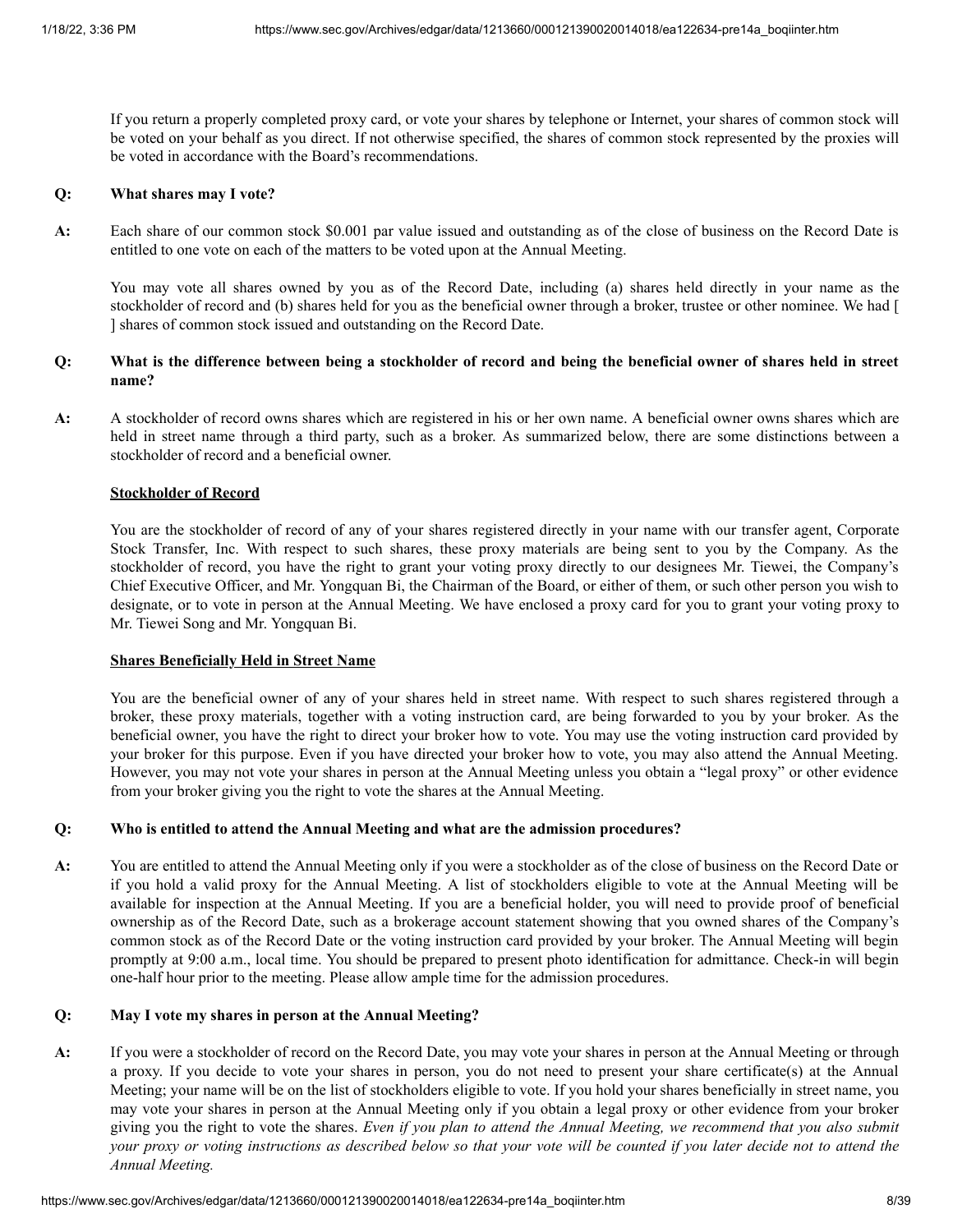If you return a properly completed proxy card, or vote your shares by telephone or Internet, your shares of common stock will be voted on your behalf as you direct. If not otherwise specified, the shares of common stock represented by the proxies will be voted in accordance with the Board's recommendations.

**Q: What shares may I vote?**

**A:** Each share of our common stock $0.001 par value issued and outstanding as of the close of business on the Record Date is entitled to one vote on each of the matters to be voted upon at the Annual Meeting.

You may vote all shares owned by you as of the Record Date, including (a) shares held directly in your name as the stockholder of record and (b) shares held for you as the beneficial owner through a broker, trustee or other nominee. We had [ ] shares of common stock issued and outstanding on the Record Date.

**Q: What is the difference between being a stockholder of record and being the beneficial owner of shares held in street name?**

**A:** A stockholder of record owns shares which are registered in his or her own name. A beneficial owner owns shares which are held in street name through a third party, such as a broker. As summarized below, there are some distinctions between a stockholder of record and a beneficial owner.

**Stockholder of Record**

You are the stockholder of record of any of your shares registered directly in your name with our transfer agent, Corporate Stock Transfer, Inc. With respect to such shares, these proxy materials are being sent to you by the Company. As the stockholder of record, you have the right to grant your voting proxy directly to our designees Mr. Tiewei, the Company's Chief Executive Officer, and Mr. Yongquan Bi, the Chairman of the Board, or either of them, or such other person you wish to designate, or to vote in person at the Annual Meeting. We have enclosed a proxy card for you to grant your voting proxy to Mr. Tiewei Song and Mr. Yongquan Bi.

**Shares Beneficially Held in Street Name**

You are the beneficial owner of any of your shares held in street name. With respect to such shares registered through a broker, these proxy materials, together with a voting instruction card, are being forwarded to you by your broker. As the beneficial owner, you have the right to direct your broker how to vote. You may use the voting instruction card provided by your broker for this purpose. Even if you have directed your broker how to vote, you may also attend the Annual Meeting. However, you may not vote your shares in person at the Annual Meeting unless you obtain a "legal proxy" or other evidence from your broker giving you the right to vote the shares at the Annual Meeting.

**Q: Who is entitled to attend the Annual Meeting and what are the admission procedures?**

**A:** You are entitled to attend the Annual Meeting only if you were a stockholder as of the close of business on the Record Date or if you hold a valid proxy for the Annual Meeting. A list of stockholders eligible to vote at the Annual Meeting will be available for inspection at the Annual Meeting. If you are a beneficial holder, you will need to provide proof of beneficial ownership as of the Record Date, such as a brokerage account statement showing that you owned shares of the Company's common stock as of the Record Date or the voting instruction card provided by your broker. The Annual Meeting will begin promptly at 9:00 a.m., local time. You should be prepared to present photo identification for admittance. Check-in will begin one-half hour prior to the meeting. Please allow ample time for the admission procedures.

**Q: May I vote my shares in person at the Annual Meeting?**

**A:** If you were a stockholder of record on the Record Date, you may vote your shares in person at the Annual Meeting or through a proxy. If you decide to vote your shares in person, you do not need to present your share certificate(s) at the Annual Meeting; your name will be on the list of stockholders eligible to vote. If you hold your shares beneficially in street name, you may vote your shares in person at the Annual Meeting only if you obtain a legal proxy or other evidence from your broker giving you the right to vote the shares. *Even if you plan to attend the Annual Meeting, we recommend that you also submit your proxy or voting instructions as described below so that your vote will be counted if you later decide not to attend the Annual Meeting.*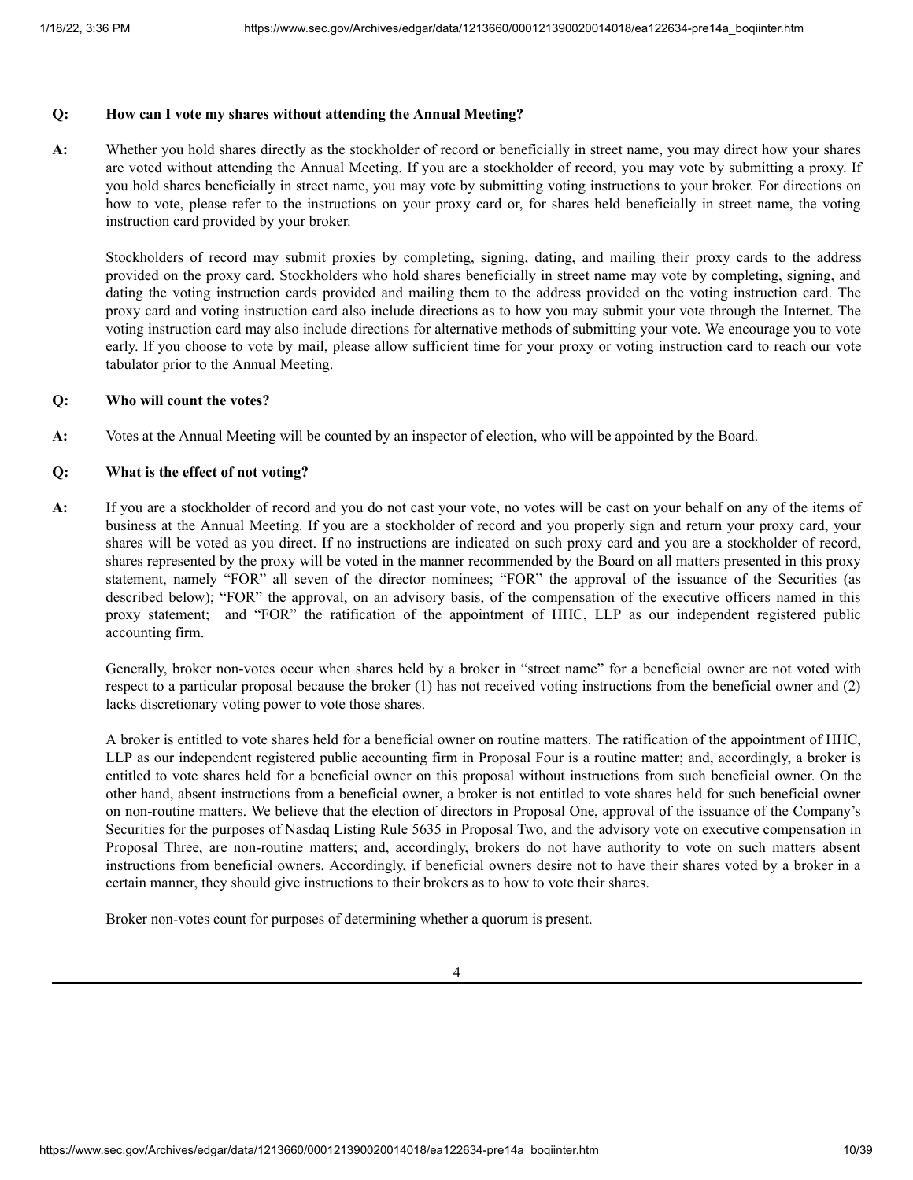**Q: How can I vote my shares without attending the Annual Meeting?**

**A:** Whether you hold shares directly as the stockholder of record or beneficially in street name, you may direct how your shares are voted without attending the Annual Meeting. If you are a stockholder of record, you may vote by submitting a proxy. If you hold shares beneficially in street name, you may vote by submitting voting instructions to your broker. For directions on how to vote, please refer to the instructions on your proxy card or, for shares held beneficially in street name, the voting instruction card provided by your broker.

Stockholders of record may submit proxies by completing, signing, dating, and mailing their proxy cards to the address provided on the proxy card. Stockholders who hold shares beneficially in street name may vote by completing, signing, and dating the voting instruction cards provided and mailing them to the address provided on the voting instruction card. The proxy card and voting instruction card also include directions as to how you may submit your vote through the Internet. The voting instruction card may also include directions for alternative methods of submitting your vote. We encourage you to vote early. If you choose to vote by mail, please allow sufficient time for your proxy or voting instruction card to reach our vote tabulator prior to the Annual Meeting.

**Q: Who will count the votes?**

**A:** Votes at the Annual Meeting will be counted by an inspector of election, who will be appointed by the Board.

**Q: What is the effect of not voting?**

**A:** If you are a stockholder of record and you do not cast your vote, no votes will be cast on your behalf on any of the items of business at the Annual Meeting. If you are a stockholder of record and you properly sign and return your proxy card, your shares will be voted as you direct. If no instructions are indicated on such proxy card and you are a stockholder of record, shares represented by the proxy will be voted in the manner recommended by the Board on all matters presented in this proxy statement, namely "FOR" all seven of the director nominees; "FOR" the approval of the issuance of the Securities (as described below); "FOR" the approval, on an advisory basis, of the compensation of the executive officers named in this proxy statement; and "FOR" the ratification of the appointment of HHC, LLP as our independent registered public accounting firm.

Generally, broker non-votes occur when shares held by a broker in "street name" for a beneficial owner are not voted with respect to a particular proposal because the broker (1) has not received voting instructions from the beneficial owner and (2) lacks discretionary voting power to vote those shares.

A broker is entitled to vote shares held for a beneficial owner on routine matters. The ratification of the appointment of HHC, LLP as our independent registered public accounting firm in Proposal Four is a routine matter; and, accordingly, a broker is entitled to vote shares held for a beneficial owner on this proposal without instructions from such beneficial owner. On the other hand, absent instructions from a beneficial owner, a broker is not entitled to vote shares held for such beneficial owner on non-routine matters. We believe that the election of directors in Proposal One, approval of the issuance of the Company's Securities for the purposes of Nasdaq Listing Rule 5635 in Proposal Two, and the advisory vote on executive compensation in Proposal Three, are non-routine matters; and, accordingly, brokers do not have authority to vote on such matters absent instructions from beneficial owners. Accordingly, if beneficial owners desire not to have their shares voted by a broker in a certain manner, they should give instructions to their brokers as to how to vote their shares.

Broker non-votes count for purposes of determining whether a quorum is present.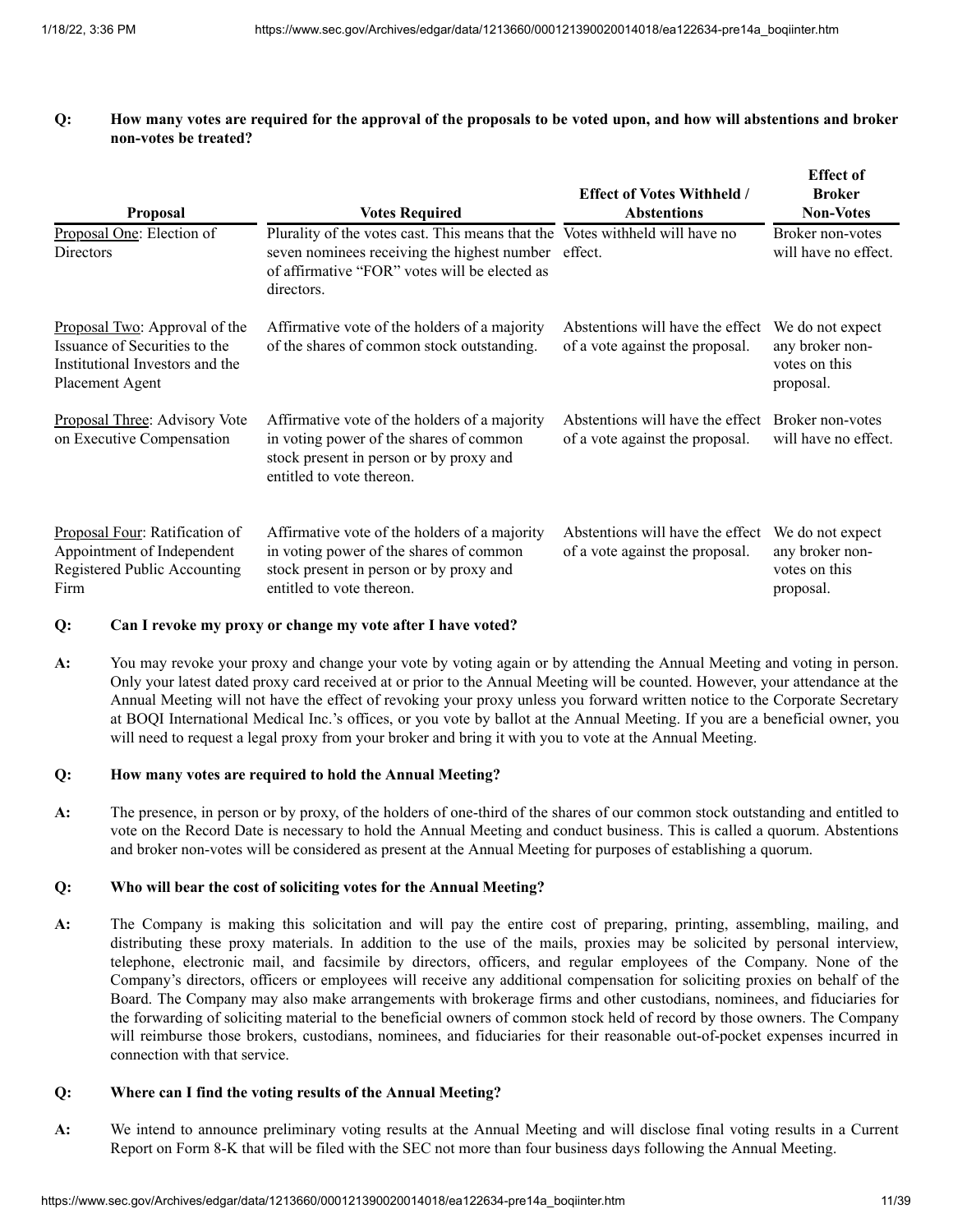**Q: How many votes are required for the approval of the proposals to be voted upon, and how will abstentions and broker non-votes be treated?**

| Proposal | Votes Required | Effect of Votes Withheld / Abstentions | Effect of Broker Non-Votes |
|---|---|---|---|
| Proposal One: Election of Directors | Plurality of the votes cast. This means that the seven nominees receiving the highest number of affirmative "FOR" votes will be elected as directors. | Votes withheld will have no effect. | Broker non-votes will have no effect. |
| Proposal Two: Approval of the Issuance of Securities to the Institutional Investors and the Placement Agent | Affirmative vote of the holders of a majority of the shares of common stock outstanding. | Abstentions will have the effect of a vote against the proposal. | We do not expect any broker non-votes on this proposal. |
| Proposal Three: Advisory Vote on Executive Compensation | Affirmative vote of the holders of a majority in voting power of the shares of common stock present in person or by proxy and entitled to vote thereon. | Abstentions will have the effect of a vote against the proposal. | Broker non-votes will have no effect. |
| Proposal Four: Ratification of Appointment of Independent Registered Public Accounting Firm | Affirmative vote of the holders of a majority in voting power of the shares of common stock present in person or by proxy and entitled to vote thereon. | Abstentions will have the effect of a vote against the proposal. | We do not expect any broker non-votes on this proposal. |

**Q: Can I revoke my proxy or change my vote after I have voted?**

**A:** You may revoke your proxy and change your vote by voting again or by attending the Annual Meeting and voting in person. Only your latest dated proxy card received at or prior to the Annual Meeting will be counted. However, your attendance at the Annual Meeting will not have the effect of revoking your proxy unless you forward written notice to the Corporate Secretary at BOQI International Medical Inc.'s offices, or you vote by ballot at the Annual Meeting. If you are a beneficial owner, you will need to request a legal proxy from your broker and bring it with you to vote at the Annual Meeting.

**Q: How many votes are required to hold the Annual Meeting?**

**A:** The presence, in person or by proxy, of the holders of one-third of the shares of our common stock outstanding and entitled to vote on the Record Date is necessary to hold the Annual Meeting and conduct business. This is called a quorum. Abstentions and broker non-votes will be considered as present at the Annual Meeting for purposes of establishing a quorum.

**Q: Who will bear the cost of soliciting votes for the Annual Meeting?**

**A:** The Company is making this solicitation and will pay the entire cost of preparing, printing, assembling, mailing, and distributing these proxy materials. In addition to the use of the mails, proxies may be solicited by personal interview, telephone, electronic mail, and facsimile by directors, officers, and regular employees of the Company. None of the Company's directors, officers or employees will receive any additional compensation for soliciting proxies on behalf of the Board. The Company may also make arrangements with brokerage firms and other custodians, nominees, and fiduciaries for the forwarding of soliciting material to the beneficial owners of common stock held of record by those owners. The Company will reimburse those brokers, custodians, nominees, and fiduciaries for their reasonable out-of-pocket expenses incurred in connection with that service.

**Q: Where can I find the voting results of the Annual Meeting?**

**A:** We intend to announce preliminary voting results at the Annual Meeting and will disclose final voting results in a Current Report on Form 8-K that will be filed with the SEC not more than four business days following the Annual Meeting.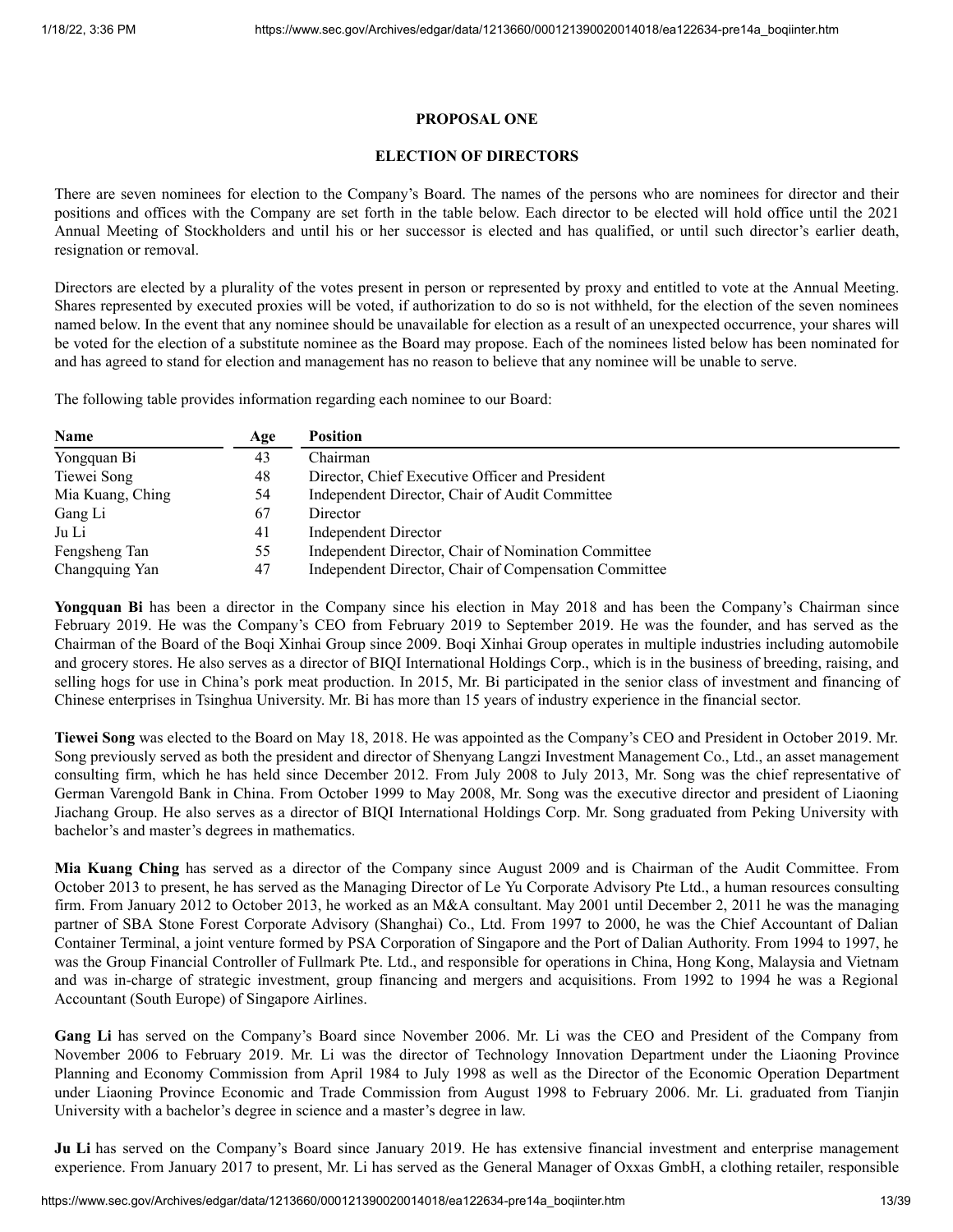## PROPOSAL ONE

## ELECTION OF DIRECTORS

There are seven nominees for election to the Company's Board. The names of the persons who are nominees for director and their positions and offices with the Company are set forth in the table below. Each director to be elected will hold office until the 2021 Annual Meeting of Stockholders and until his or her successor is elected and has qualified, or until such director's earlier death, resignation or removal.

Directors are elected by a plurality of the votes present in person or represented by proxy and entitled to vote at the Annual Meeting. Shares represented by executed proxies will be voted, if authorization to do so is not withheld, for the election of the seven nominees named below. In the event that any nominee should be unavailable for election as a result of an unexpected occurrence, your shares will be voted for the election of a substitute nominee as the Board may propose. Each of the nominees listed below has been nominated for and has agreed to stand for election and management has no reason to believe that any nominee will be unable to serve.

The following table provides information regarding each nominee to our Board:

| Name | Age | Position |
|---|---|---|
| Yongquan Bi | 43 | Chairman |
| Tiewei Song | 48 | Director, Chief Executive Officer and President |
| Mia Kuang, Ching | 54 | Independent Director, Chair of Audit Committee |
| Gang Li | 67 | Director |
| Ju Li | 41 | Independent Director |
| Fengsheng Tan | 55 | Independent Director, Chair of Nomination Committee |
| Changquing Yan | 47 | Independent Director, Chair of Compensation Committee |

**Yongquan Bi** has been a director in the Company since his election in May 2018 and has been the Company's Chairman since February 2019. He was the Company's CEO from February 2019 to September 2019. He was the founder, and has served as the Chairman of the Board of the Boqi Xinhai Group since 2009. Boqi Xinhai Group operates in multiple industries including automobile and grocery stores. He also serves as a director of BIQI International Holdings Corp., which is in the business of breeding, raising, and selling hogs for use in China's pork meat production. In 2015, Mr. Bi participated in the senior class of investment and financing of Chinese enterprises in Tsinghua University. Mr. Bi has more than 15 years of industry experience in the financial sector.

**Tiewei Song** was elected to the Board on May 18, 2018. He was appointed as the Company's CEO and President in October 2019. Mr. Song previously served as both the president and director of Shenyang Langzi Investment Management Co., Ltd., an asset management consulting firm, which he has held since December 2012. From July 2008 to July 2013, Mr. Song was the chief representative of German Varengold Bank in China. From October 1999 to May 2008, Mr. Song was the executive director and president of Liaoning Jiachang Group. He also serves as a director of BIQI International Holdings Corp. Mr. Song graduated from Peking University with bachelor's and master's degrees in mathematics.

**Mia Kuang Ching** has served as a director of the Company since August 2009 and is Chairman of the Audit Committee. From October 2013 to present, he has served as the Managing Director of Le Yu Corporate Advisory Pte Ltd., a human resources consulting firm. From January 2012 to October 2013, he worked as an M&A consultant. May 2001 until December 2, 2011 he was the managing partner of SBA Stone Forest Corporate Advisory (Shanghai) Co., Ltd. From 1997 to 2000, he was the Chief Accountant of Dalian Container Terminal, a joint venture formed by PSA Corporation of Singapore and the Port of Dalian Authority. From 1994 to 1997, he was the Group Financial Controller of Fullmark Pte. Ltd., and responsible for operations in China, Hong Kong, Malaysia and Vietnam and was in-charge of strategic investment, group financing and mergers and acquisitions. From 1992 to 1994 he was a Regional Accountant (South Europe) of Singapore Airlines.

**Gang Li** has served on the Company's Board since November 2006. Mr. Li was the CEO and President of the Company from November 2006 to February 2019. Mr. Li was the director of Technology Innovation Department under the Liaoning Province Planning and Economy Commission from April 1984 to July 1998 as well as the Director of the Economic Operation Department under Liaoning Province Economic and Trade Commission from August 1998 to February 2006. Mr. Li. graduated from Tianjin University with a bachelor's degree in science and a master's degree in law.

**Ju Li** has served on the Company's Board since January 2019. He has extensive financial investment and enterprise management experience. From January 2017 to present, Mr. Li has served as the General Manager of Oxxas GmbH, a clothing retailer, responsible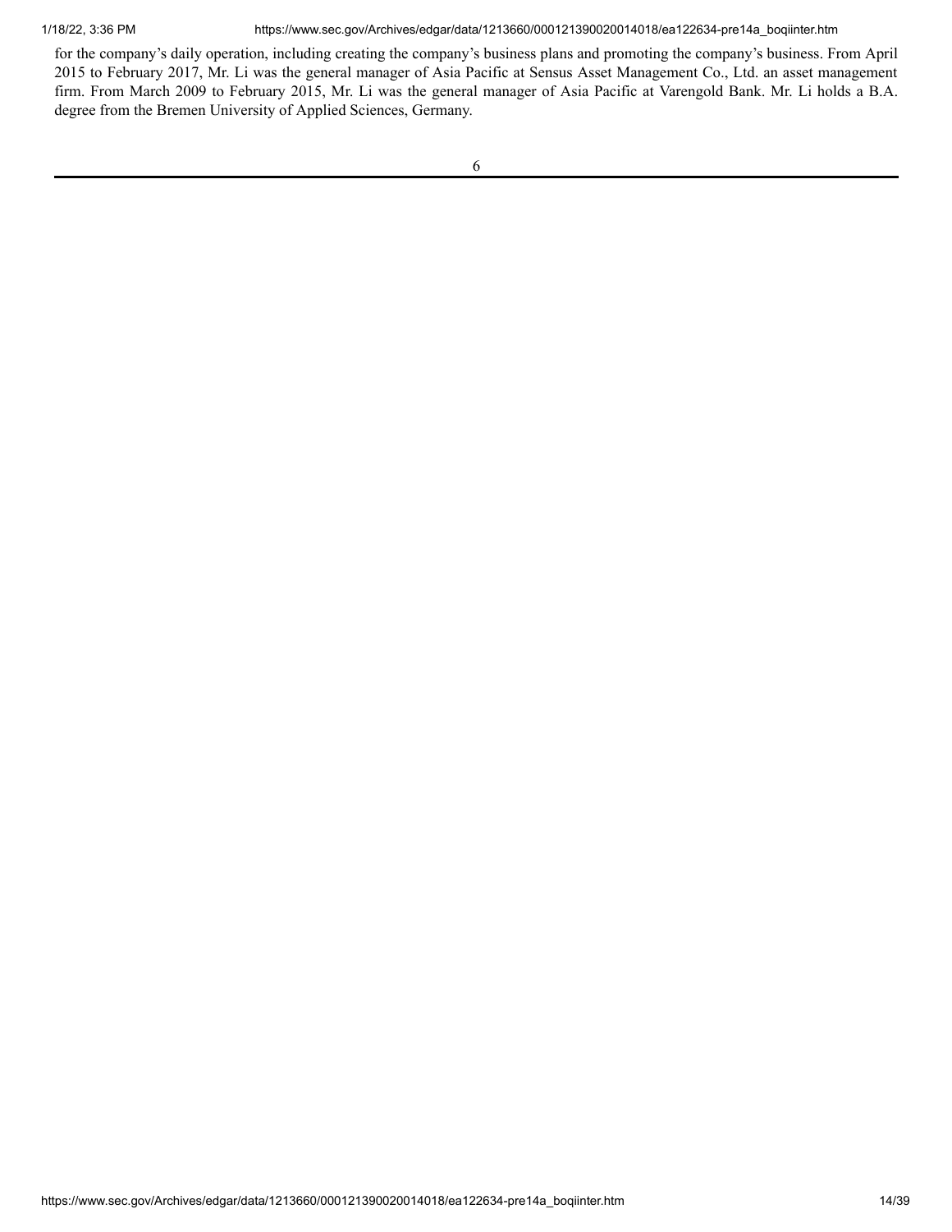for the company's daily operation, including creating the company's business plans and promoting the company's business. From April 2015 to February 2017, Mr. Li was the general manager of Asia Pacific at Sensus Asset Management Co., Ltd. an asset management firm. From March 2009 to February 2015, Mr. Li was the general manager of Asia Pacific at Varengold Bank. Mr. Li holds a B.A. degree from the Bremen University of Applied Sciences, Germany.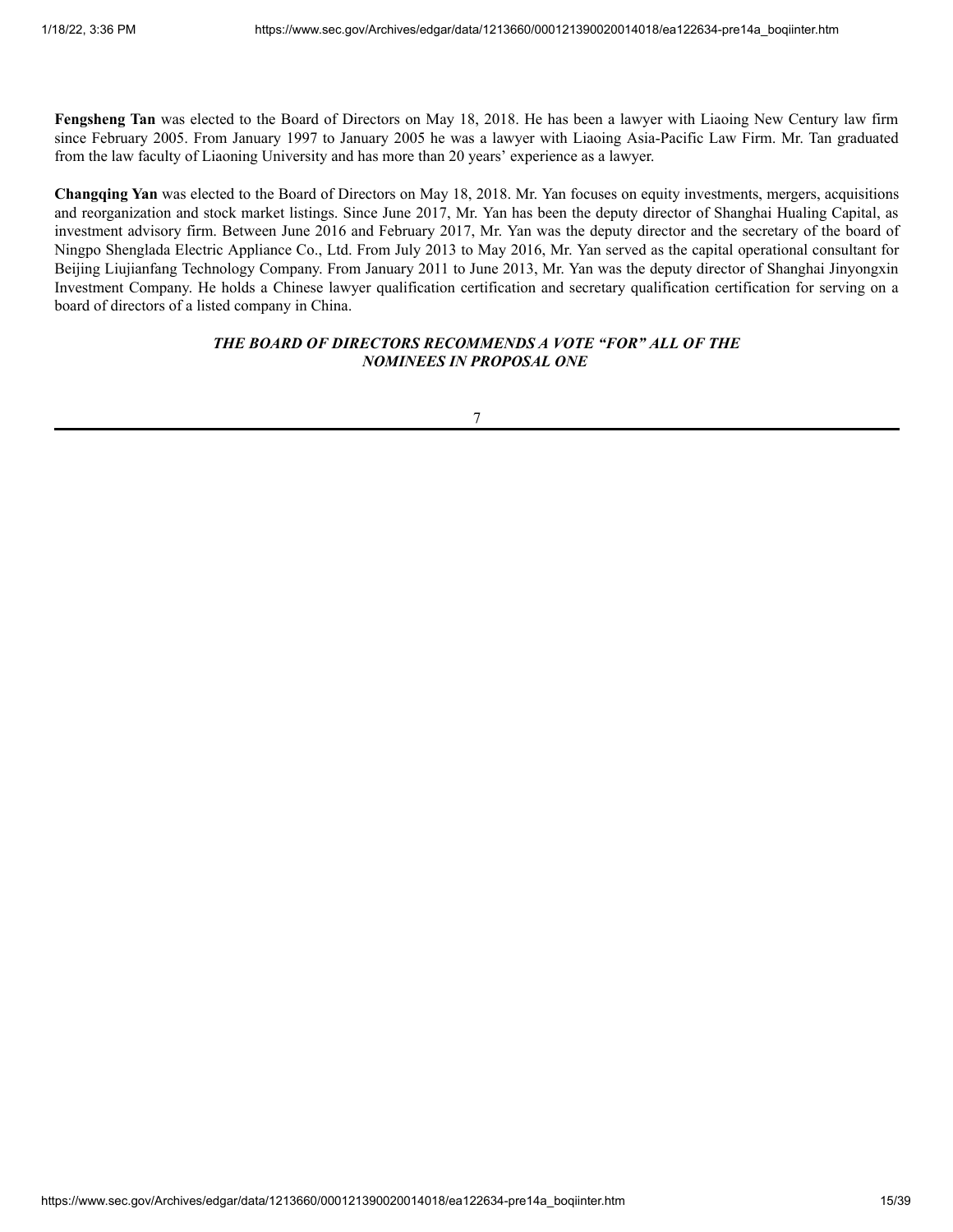**Fengsheng Tan** was elected to the Board of Directors on May 18, 2018. He has been a lawyer with Liaoing New Century law firm since February 2005. From January 1997 to January 2005 he was a lawyer with Liaoing Asia-Pacific Law Firm. Mr. Tan graduated from the law faculty of Liaoning University and has more than 20 years' experience as a lawyer.

**Changqing Yan** was elected to the Board of Directors on May 18, 2018. Mr. Yan focuses on equity investments, mergers, acquisitions and reorganization and stock market listings. Since June 2017, Mr. Yan has been the deputy director of Shanghai Hualing Capital, as investment advisory firm. Between June 2016 and February 2017, Mr. Yan was the deputy director and the secretary of the board of Ningpo Shenglada Electric Appliance Co., Ltd. From July 2013 to May 2016, Mr. Yan served as the capital operational consultant for Beijing Liujianfang Technology Company. From January 2011 to June 2013, Mr. Yan was the deputy director of Shanghai Jinyongxin Investment Company. He holds a Chinese lawyer qualification certification and secretary qualification certification for serving on a board of directors of a listed company in China.

***THE BOARD OF DIRECTORS RECOMMENDS A VOTE "FOR" ALL OF THE NOMINEES IN PROPOSAL ONE***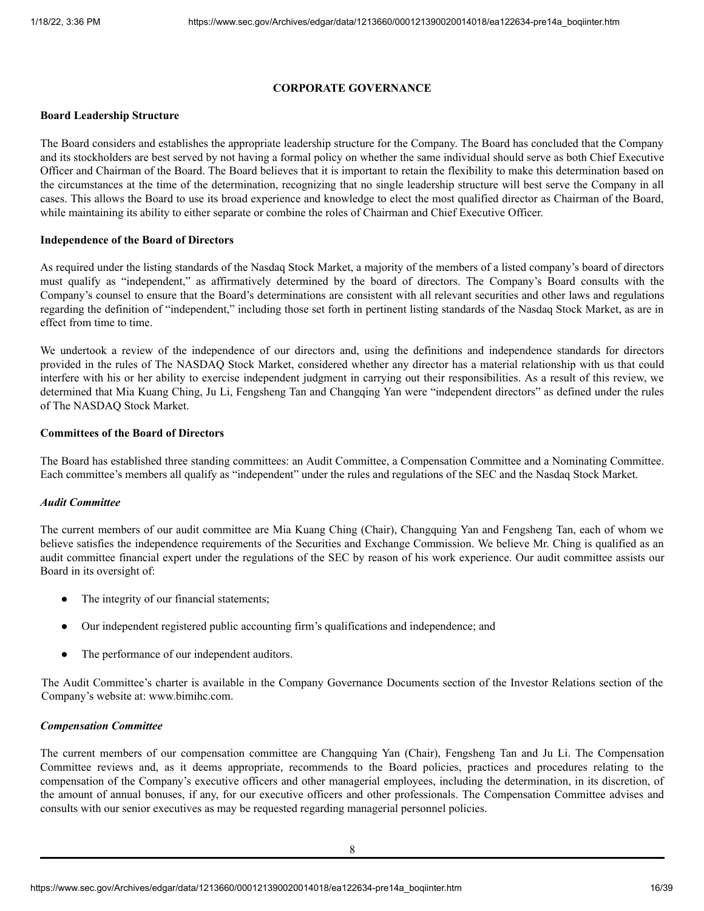## CORPORATE GOVERNANCE

### Board Leadership Structure

The Board considers and establishes the appropriate leadership structure for the Company. The Board has concluded that the Company and its stockholders are best served by not having a formal policy on whether the same individual should serve as both Chief Executive Officer and Chairman of the Board. The Board believes that it is important to retain the flexibility to make this determination based on the circumstances at the time of the determination, recognizing that no single leadership structure will best serve the Company in all cases. This allows the Board to use its broad experience and knowledge to elect the most qualified director as Chairman of the Board, while maintaining its ability to either separate or combine the roles of Chairman and Chief Executive Officer.

### Independence of the Board of Directors

As required under the listing standards of the Nasdaq Stock Market, a majority of the members of a listed company's board of directors must qualify as "independent," as affirmatively determined by the board of directors. The Company's Board consults with the Company's counsel to ensure that the Board's determinations are consistent with all relevant securities and other laws and regulations regarding the definition of "independent," including those set forth in pertinent listing standards of the Nasdaq Stock Market, as are in effect from time to time.

We undertook a review of the independence of our directors and, using the definitions and independence standards for directors provided in the rules of The NASDAQ Stock Market, considered whether any director has a material relationship with us that could interfere with his or her ability to exercise independent judgment in carrying out their responsibilities. As a result of this review, we determined that Mia Kuang Ching, Ju Li, Fengsheng Tan and Changqing Yan were "independent directors" as defined under the rules of The NASDAQ Stock Market.

### Committees of the Board of Directors

The Board has established three standing committees: an Audit Committee, a Compensation Committee and a Nominating Committee. Each committee's members all qualify as "independent" under the rules and regulations of the SEC and the Nasdaq Stock Market.

#### *Audit Committee*

The current members of our audit committee are Mia Kuang Ching (Chair), Changquing Yan and Fengsheng Tan, each of whom we believe satisfies the independence requirements of the Securities and Exchange Commission. We believe Mr. Ching is qualified as an audit committee financial expert under the regulations of the SEC by reason of his work experience. Our audit committee assists our Board in its oversight of:

- The integrity of our financial statements;
- Our independent registered public accounting firm's qualifications and independence; and
- The performance of our independent auditors.

The Audit Committee's charter is available in the Company Governance Documents section of the Investor Relations section of the Company's website at: www.bimihc.com.

#### *Compensation Committee*

The current members of our compensation committee are Changquing Yan (Chair), Fengsheng Tan and Ju Li. The Compensation Committee reviews and, as it deems appropriate, recommends to the Board policies, practices and procedures relating to the compensation of the Company's executive officers and other managerial employees, including the determination, in its discretion, of the amount of annual bonuses, if any, for our executive officers and other professionals. The Compensation Committee advises and consults with our senior executives as may be requested regarding managerial personnel policies.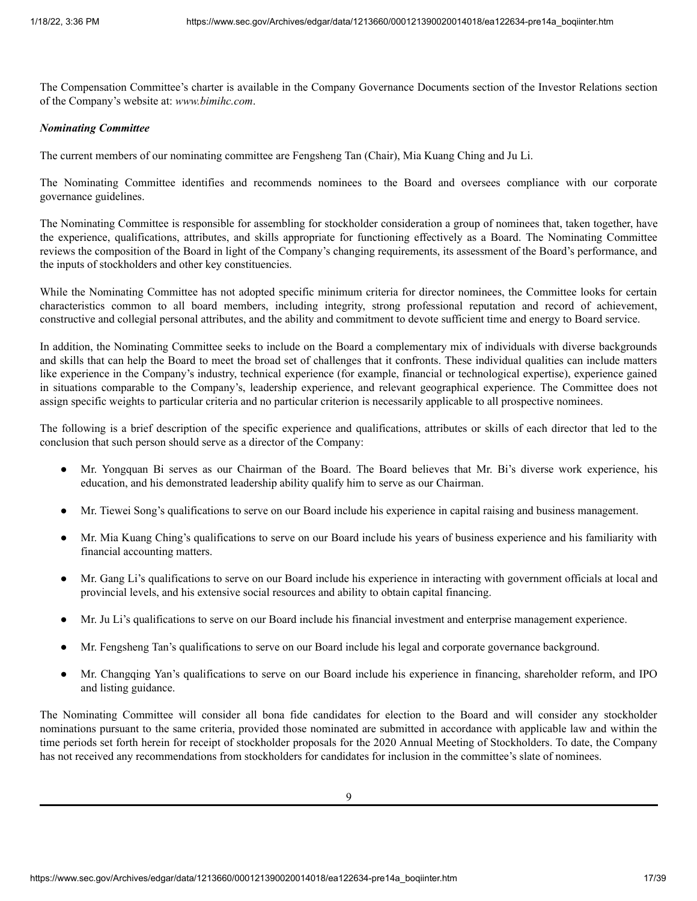The Compensation Committee's charter is available in the Company Governance Documents section of the Investor Relations section of the Company's website at: *www.bimihc.com*.

***Nominating Committee***

The current members of our nominating committee are Fengsheng Tan (Chair), Mia Kuang Ching and Ju Li.

The Nominating Committee identifies and recommends nominees to the Board and oversees compliance with our corporate governance guidelines.

The Nominating Committee is responsible for assembling for stockholder consideration a group of nominees that, taken together, have the experience, qualifications, attributes, and skills appropriate for functioning effectively as a Board. The Nominating Committee reviews the composition of the Board in light of the Company's changing requirements, its assessment of the Board's performance, and the inputs of stockholders and other key constituencies.

While the Nominating Committee has not adopted specific minimum criteria for director nominees, the Committee looks for certain characteristics common to all board members, including integrity, strong professional reputation and record of achievement, constructive and collegial personal attributes, and the ability and commitment to devote sufficient time and energy to Board service.

In addition, the Nominating Committee seeks to include on the Board a complementary mix of individuals with diverse backgrounds and skills that can help the Board to meet the broad set of challenges that it confronts. These individual qualities can include matters like experience in the Company's industry, technical experience (for example, financial or technological expertise), experience gained in situations comparable to the Company's, leadership experience, and relevant geographical experience. The Committee does not assign specific weights to particular criteria and no particular criterion is necessarily applicable to all prospective nominees.

The following is a brief description of the specific experience and qualifications, attributes or skills of each director that led to the conclusion that such person should serve as a director of the Company:

- Mr. Yongquan Bi serves as our Chairman of the Board. The Board believes that Mr. Bi's diverse work experience, his education, and his demonstrated leadership ability qualify him to serve as our Chairman.
- Mr. Tiewei Song's qualifications to serve on our Board include his experience in capital raising and business management.
- Mr. Mia Kuang Ching's qualifications to serve on our Board include his years of business experience and his familiarity with financial accounting matters.
- Mr. Gang Li's qualifications to serve on our Board include his experience in interacting with government officials at local and provincial levels, and his extensive social resources and ability to obtain capital financing.
- Mr. Ju Li's qualifications to serve on our Board include his financial investment and enterprise management experience.
- Mr. Fengsheng Tan's qualifications to serve on our Board include his legal and corporate governance background.
- Mr. Changqing Yan's qualifications to serve on our Board include his experience in financing, shareholder reform, and IPO and listing guidance.

The Nominating Committee will consider all bona fide candidates for election to the Board and will consider any stockholder nominations pursuant to the same criteria, provided those nominated are submitted in accordance with applicable law and within the time periods set forth herein for receipt of stockholder proposals for the 2020 Annual Meeting of Stockholders. To date, the Company has not received any recommendations from stockholders for candidates for inclusion in the committee's slate of nominees.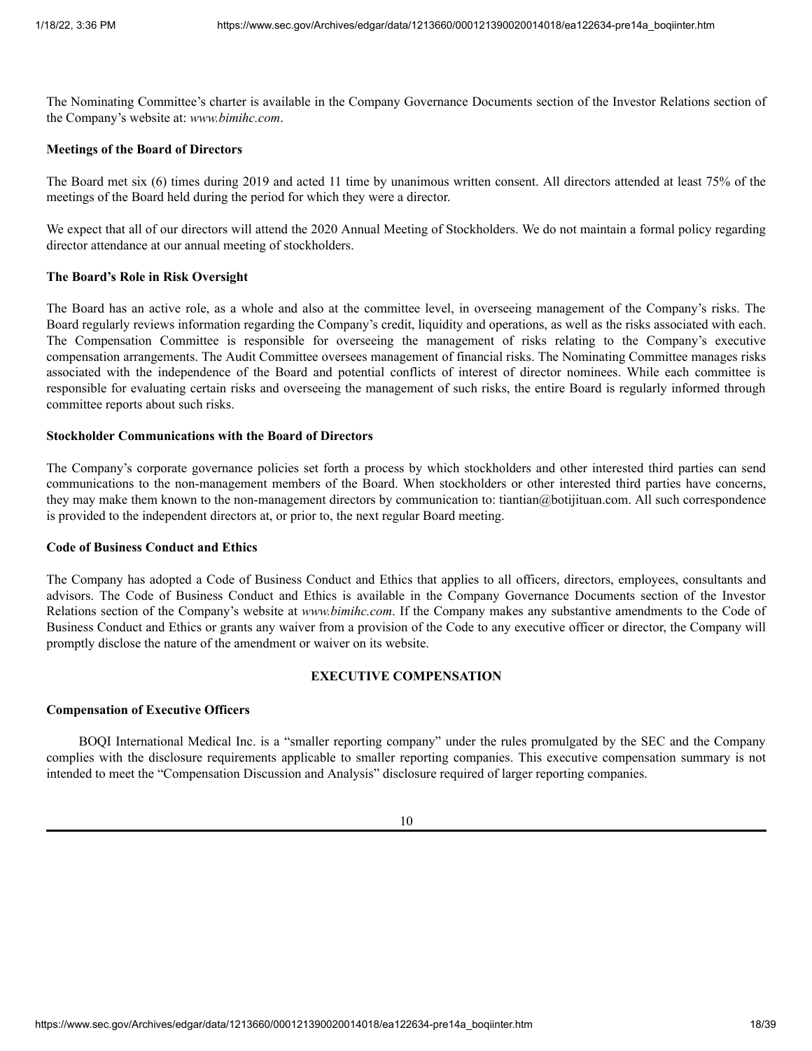The Nominating Committee's charter is available in the Company Governance Documents section of the Investor Relations section of the Company's website at: *www.bimihc.com*.

**Meetings of the Board of Directors**

The Board met six (6) times during 2019 and acted 11 time by unanimous written consent. All directors attended at least 75% of the meetings of the Board held during the period for which they were a director.

We expect that all of our directors will attend the 2020 Annual Meeting of Stockholders. We do not maintain a formal policy regarding director attendance at our annual meeting of stockholders.

**The Board's Role in Risk Oversight**

The Board has an active role, as a whole and also at the committee level, in overseeing management of the Company's risks. The Board regularly reviews information regarding the Company's credit, liquidity and operations, as well as the risks associated with each. The Compensation Committee is responsible for overseeing the management of risks relating to the Company's executive compensation arrangements. The Audit Committee oversees management of financial risks. The Nominating Committee manages risks associated with the independence of the Board and potential conflicts of interest of director nominees. While each committee is responsible for evaluating certain risks and overseeing the management of such risks, the entire Board is regularly informed through committee reports about such risks.

**Stockholder Communications with the Board of Directors**

The Company's corporate governance policies set forth a process by which stockholders and other interested third parties can send communications to the non-management members of the Board. When stockholders or other interested third parties have concerns, they may make them known to the non-management directors by communication to: tiantian@botijituan.com. All such correspondence is provided to the independent directors at, or prior to, the next regular Board meeting.

**Code of Business Conduct and Ethics**

The Company has adopted a Code of Business Conduct and Ethics that applies to all officers, directors, employees, consultants and advisors. The Code of Business Conduct and Ethics is available in the Company Governance Documents section of the Investor Relations section of the Company's website at *www.bimihc.com*. If the Company makes any substantive amendments to the Code of Business Conduct and Ethics or grants any waiver from a provision of the Code to any executive officer or director, the Company will promptly disclose the nature of the amendment or waiver on its website.

## EXECUTIVE COMPENSATION

**Compensation of Executive Officers**

BOQI International Medical Inc. is a "smaller reporting company" under the rules promulgated by the SEC and the Company complies with the disclosure requirements applicable to smaller reporting companies. This executive compensation summary is not intended to meet the "Compensation Discussion and Analysis" disclosure required of larger reporting companies.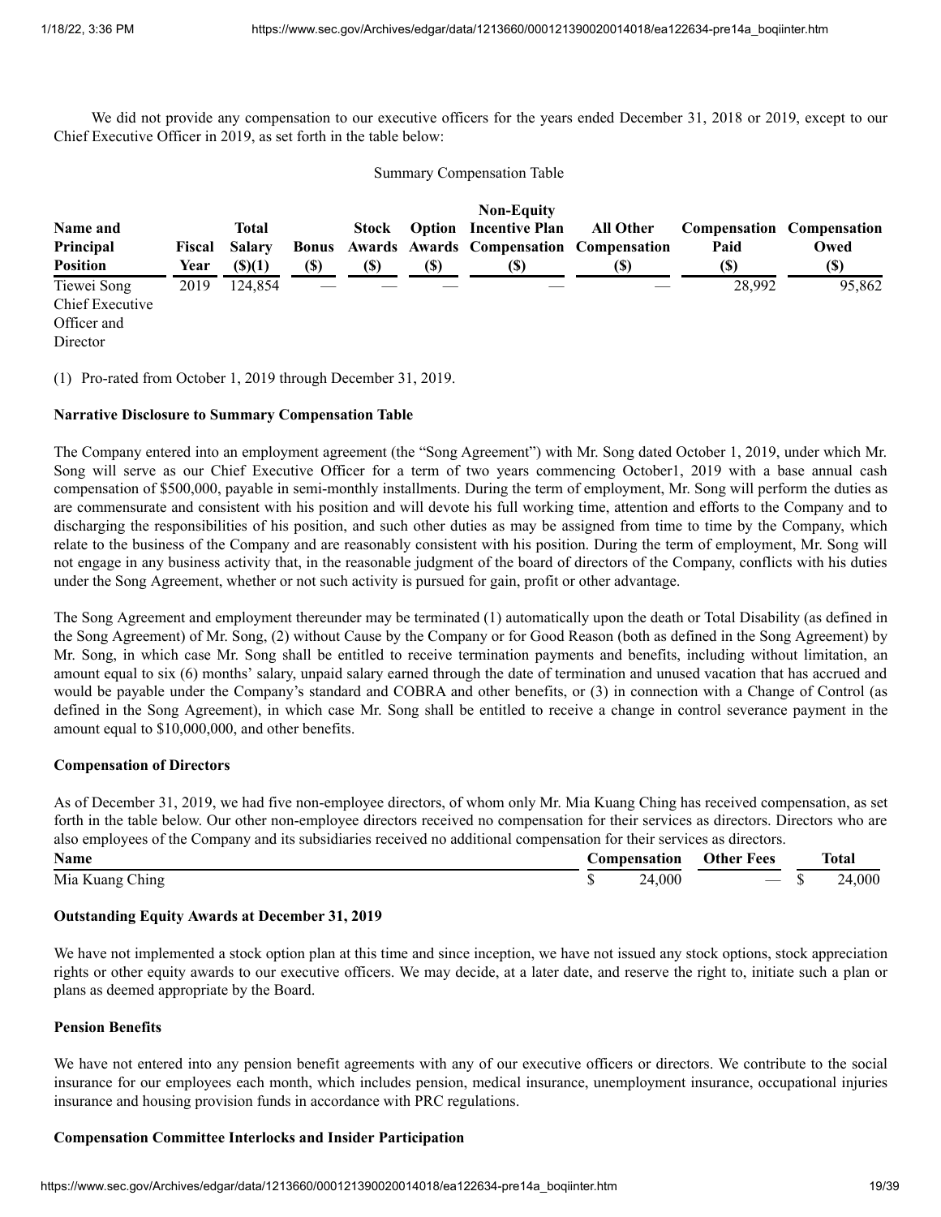We did not provide any compensation to our executive officers for the years ended December 31, 2018 or 2019, except to our Chief Executive Officer in 2019, as set forth in the table below:

Summary Compensation Table

| Name and Principal Position | Fiscal Year | Total Salary ($)(1) | Bonus ($) | Stock Awards ($) | Option Awards ($) | Non-Equity Incentive Plan Compensation ($) | All Other Compensation ($) | Compensation Paid ($) | Compensation Owed ($) |
|---|---|---|---|---|---|---|---|---|---|
| Tiewei Song Chief Executive Officer and Director | 2019 | 124,854 | — | — | — | — | — | 28,992 | 95,862 |

(1) Pro-rated from October 1, 2019 through December 31, 2019.

**Narrative Disclosure to Summary Compensation Table**

The Company entered into an employment agreement (the "Song Agreement") with Mr. Song dated October 1, 2019, under which Mr. Song will serve as our Chief Executive Officer for a term of two years commencing October1, 2019 with a base annual cash compensation of $500,000, payable in semi-monthly installments. During the term of employment, Mr. Song will perform the duties as are commensurate and consistent with his position and will devote his full working time, attention and efforts to the Company and to discharging the responsibilities of his position, and such other duties as may be assigned from time to time by the Company, which relate to the business of the Company and are reasonably consistent with his position. During the term of employment, Mr. Song will not engage in any business activity that, in the reasonable judgment of the board of directors of the Company, conflicts with his duties under the Song Agreement, whether or not such activity is pursued for gain, profit or other advantage.

The Song Agreement and employment thereunder may be terminated (1) automatically upon the death or Total Disability (as defined in the Song Agreement) of Mr. Song, (2) without Cause by the Company or for Good Reason (both as defined in the Song Agreement) by Mr. Song, in which case Mr. Song shall be entitled to receive termination payments and benefits, including without limitation, an amount equal to six (6) months' salary, unpaid salary earned through the date of termination and unused vacation that has accrued and would be payable under the Company's standard and COBRA and other benefits, or (3) in connection with a Change of Control (as defined in the Song Agreement), in which case Mr. Song shall be entitled to receive a change in control severance payment in the amount equal to $10,000,000, and other benefits.

**Compensation of Directors**

As of December 31, 2019, we had five non-employee directors, of whom only Mr. Mia Kuang Ching has received compensation, as set forth in the table below. Our other non-employee directors received no compensation for their services as directors. Directors who are also employees of the Company and its subsidiaries received no additional compensation for their services as directors.

| Name | Compensation | Other Fees | Total |
|---|---|---|---|
| Mia Kuang Ching | $ 24,000 | — | $ 24,000 |

**Outstanding Equity Awards at December 31, 2019**

We have not implemented a stock option plan at this time and since inception, we have not issued any stock options, stock appreciation rights or other equity awards to our executive officers. We may decide, at a later date, and reserve the right to, initiate such a plan or plans as deemed appropriate by the Board.

**Pension Benefits**

We have not entered into any pension benefit agreements with any of our executive officers or directors. We contribute to the social insurance for our employees each month, which includes pension, medical insurance, unemployment insurance, occupational injuries insurance and housing provision funds in accordance with PRC regulations.

**Compensation Committee Interlocks and Insider Participation**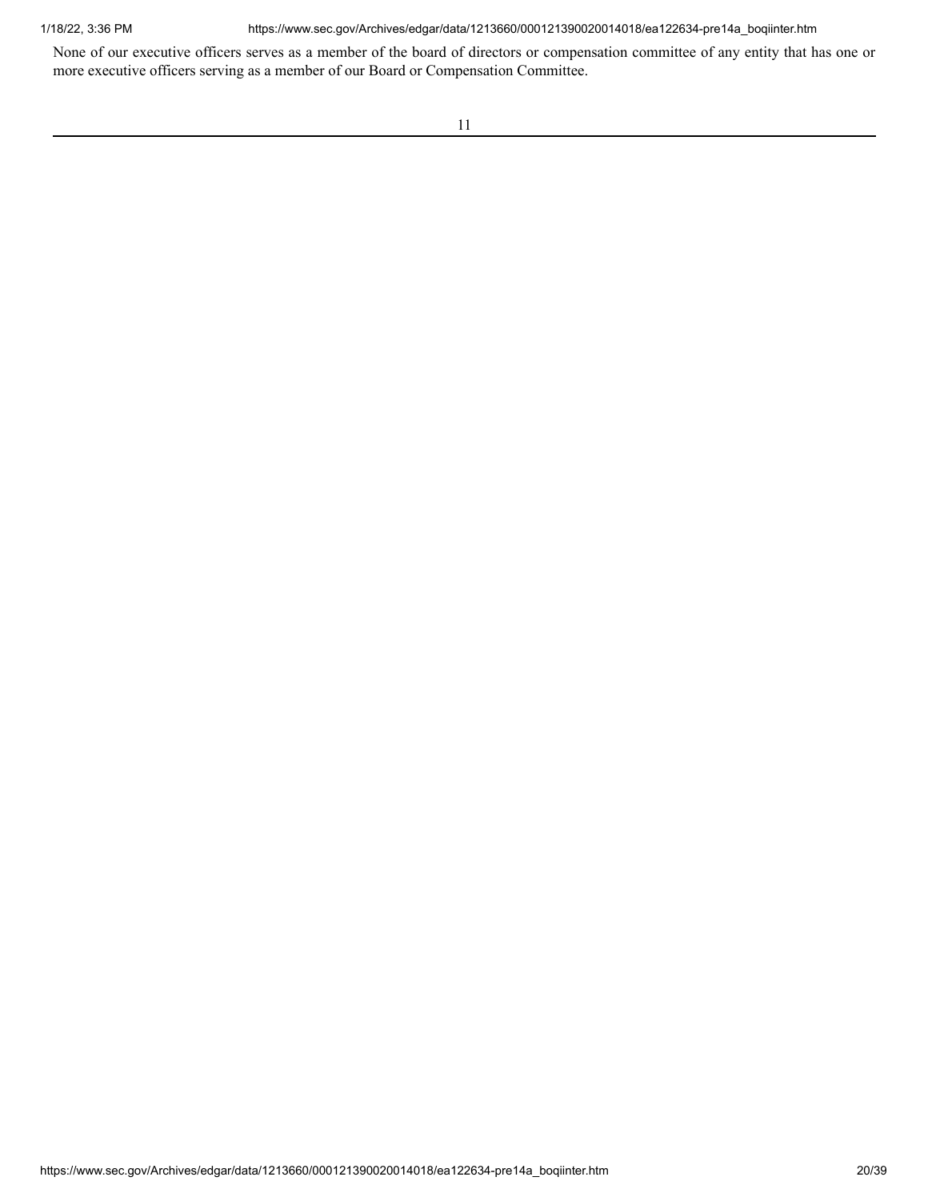None of our executive officers serves as a member of the board of directors or compensation committee of any entity that has one or more executive officers serving as a member of our Board or Compensation Committee.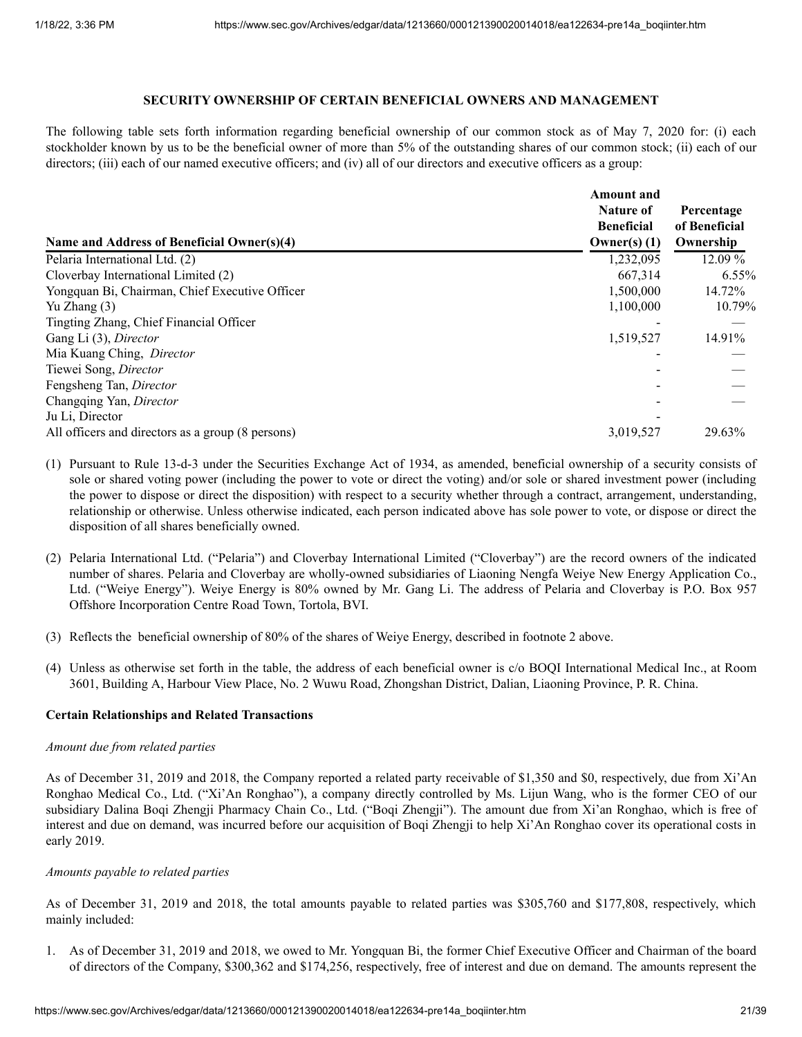**SECURITY OWNERSHIP OF CERTAIN BENEFICIAL OWNERS AND MANAGEMENT**

The following table sets forth information regarding beneficial ownership of our common stock as of May 7, 2020 for: (i) each stockholder known by us to be the beneficial owner of more than 5% of the outstanding shares of our common stock; (ii) each of our directors; (iii) each of our named executive officers; and (iv) all of our directors and executive officers as a group:

| Name and Address of Beneficial Owner(s)(4) | Amount and Nature of Beneficial Owner(s) (1) | Percentage of Beneficial Ownership |
|---|---|---|
| Pelaria International Ltd. (2) | 1,232,095 | 12.09 % |
| Cloverbay International Limited (2) | 667,314 | 6.55% |
| Yongquan Bi, Chairman, Chief Executive Officer | 1,500,000 | 14.72% |
| Yu Zhang (3) | 1,100,000 | 10.79% |
| Tingting Zhang, Chief Financial Officer | - | — |
| Gang Li (3), *Director* | 1,519,527 | 14.91% |
| Mia Kuang Ching, *Director* | - | — |
| Tiewei Song, *Director* | - | — |
| Fengsheng Tan, *Director* | - | — |
| Changqing Yan, *Director* | - | — |
| Ju Li, Director | - | |
| All officers and directors as a group (8 persons) | 3,019,527 | 29.63% |

(1) Pursuant to Rule 13-d-3 under the Securities Exchange Act of 1934, as amended, beneficial ownership of a security consists of sole or shared voting power (including the power to vote or direct the voting) and/or sole or shared investment power (including the power to dispose or direct the disposition) with respect to a security whether through a contract, arrangement, understanding, relationship or otherwise. Unless otherwise indicated, each person indicated above has sole power to vote, or dispose or direct the disposition of all shares beneficially owned.

(2) Pelaria International Ltd. ("Pelaria") and Cloverbay International Limited ("Cloverbay") are the record owners of the indicated number of shares. Pelaria and Cloverbay are wholly-owned subsidiaries of Liaoning Nengfa Weiye New Energy Application Co., Ltd. ("Weiye Energy"). Weiye Energy is 80% owned by Mr. Gang Li. The address of Pelaria and Cloverbay is P.O. Box 957 Offshore Incorporation Centre Road Town, Tortola, BVI.

(3) Reflects the beneficial ownership of 80% of the shares of Weiye Energy, described in footnote 2 above.

(4) Unless as otherwise set forth in the table, the address of each beneficial owner is c/o BOQI International Medical Inc., at Room 3601, Building A, Harbour View Place, No. 2 Wuwu Road, Zhongshan District, Dalian, Liaoning Province, P. R. China.

**Certain Relationships and Related Transactions**

*Amount due from related parties*

As of December 31, 2019 and 2018, the Company reported a related party receivable of $1,350 and $0, respectively, due from Xi'An Ronghao Medical Co., Ltd. ("Xi'An Ronghao"), a company directly controlled by Ms. Lijun Wang, who is the former CEO of our subsidiary Dalina Boqi Zhengji Pharmacy Chain Co., Ltd. ("Boqi Zhengji"). The amount due from Xi'an Ronghao, which is free of interest and due on demand, was incurred before our acquisition of Boqi Zhengji to help Xi'An Ronghao cover its operational costs in early 2019.

*Amounts payable to related parties*

As of December 31, 2019 and 2018, the total amounts payable to related parties was $305,760 and $177,808, respectively, which mainly included:

1. As of December 31, 2019 and 2018, we owed to Mr. Yongquan Bi, the former Chief Executive Officer and Chairman of the board of directors of the Company, $300,362 and $174,256, respectively, free of interest and due on demand. The amounts represent the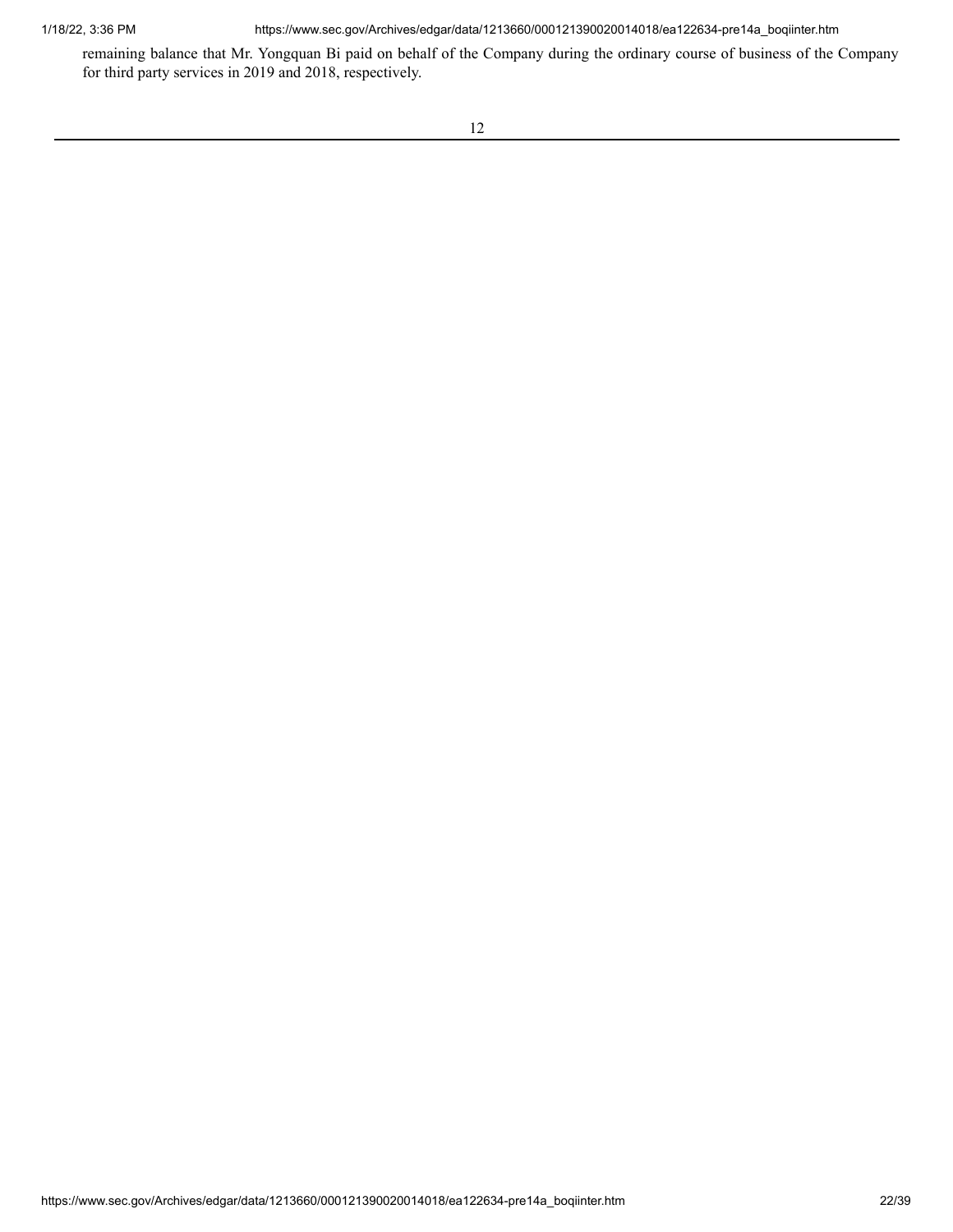remaining balance that Mr. Yongquan Bi paid on behalf of the Company during the ordinary course of business of the Company for third party services in 2019 and 2018, respectively.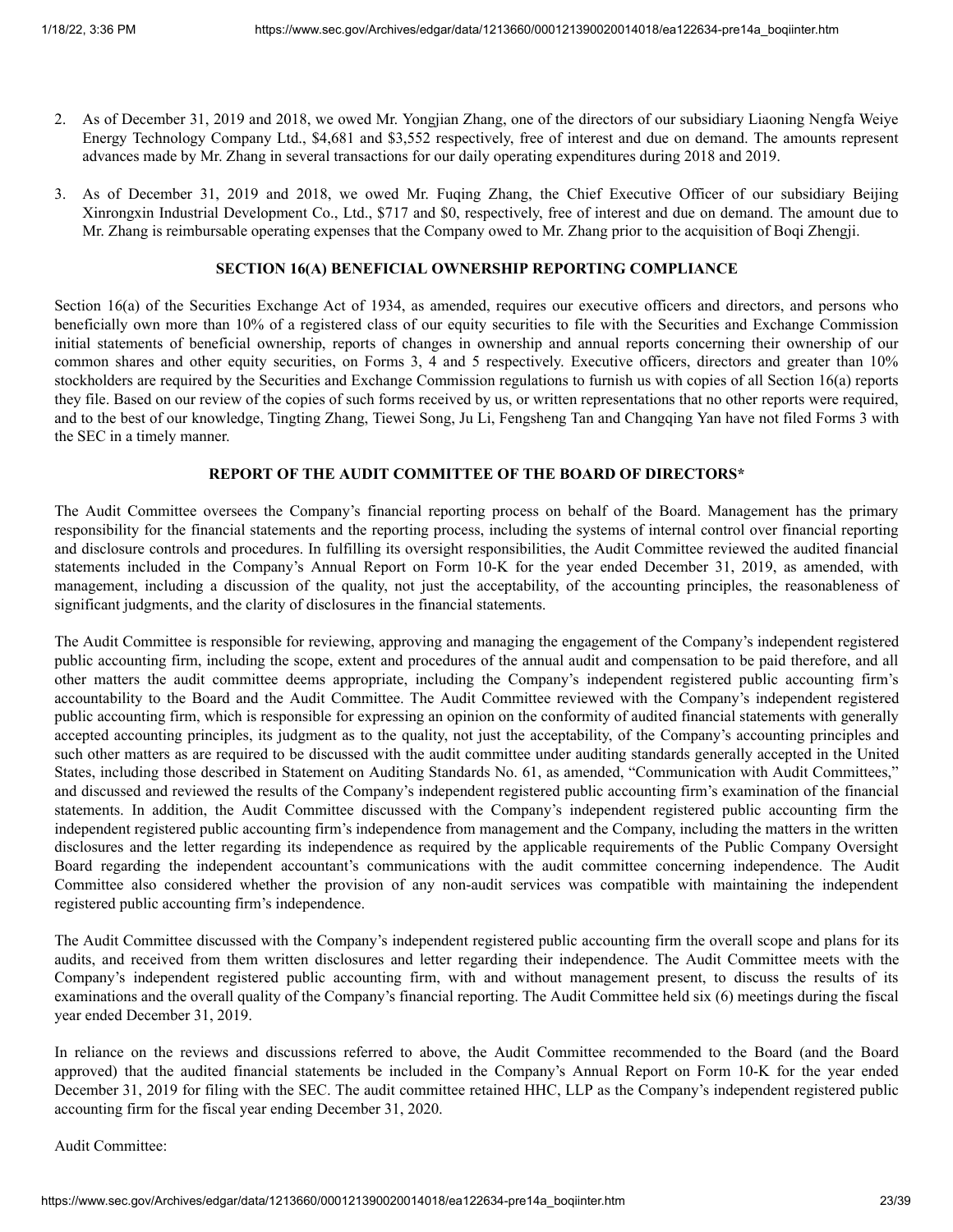2. As of December 31, 2019 and 2018, we owed Mr. Yongjian Zhang, one of the directors of our subsidiary Liaoning Nengfa Weiye Energy Technology Company Ltd., $4,681 and $3,552 respectively, free of interest and due on demand. The amounts represent advances made by Mr. Zhang in several transactions for our daily operating expenditures during 2018 and 2019.

3. As of December 31, 2019 and 2018, we owed Mr. Fuqing Zhang, the Chief Executive Officer of our subsidiary Beijing Xinrongxin Industrial Development Co., Ltd., $717 and $0, respectively, free of interest and due on demand. The amount due to Mr. Zhang is reimbursable operating expenses that the Company owed to Mr. Zhang prior to the acquisition of Boqi Zhengji.

## SECTION 16(A) BENEFICIAL OWNERSHIP REPORTING COMPLIANCE

Section 16(a) of the Securities Exchange Act of 1934, as amended, requires our executive officers and directors, and persons who beneficially own more than 10% of a registered class of our equity securities to file with the Securities and Exchange Commission initial statements of beneficial ownership, reports of changes in ownership and annual reports concerning their ownership of our common shares and other equity securities, on Forms 3, 4 and 5 respectively. Executive officers, directors and greater than 10% stockholders are required by the Securities and Exchange Commission regulations to furnish us with copies of all Section 16(a) reports they file. Based on our review of the copies of such forms received by us, or written representations that no other reports were required, and to the best of our knowledge, Tingting Zhang, Tiewei Song, Ju Li, Fengsheng Tan and Changqing Yan have not filed Forms 3 with the SEC in a timely manner.

## REPORT OF THE AUDIT COMMITTEE OF THE BOARD OF DIRECTORS*

The Audit Committee oversees the Company's financial reporting process on behalf of the Board. Management has the primary responsibility for the financial statements and the reporting process, including the systems of internal control over financial reporting and disclosure controls and procedures. In fulfilling its oversight responsibilities, the Audit Committee reviewed the audited financial statements included in the Company's Annual Report on Form 10-K for the year ended December 31, 2019, as amended, with management, including a discussion of the quality, not just the acceptability, of the accounting principles, the reasonableness of significant judgments, and the clarity of disclosures in the financial statements.

The Audit Committee is responsible for reviewing, approving and managing the engagement of the Company's independent registered public accounting firm, including the scope, extent and procedures of the annual audit and compensation to be paid therefore, and all other matters the audit committee deems appropriate, including the Company's independent registered public accounting firm's accountability to the Board and the Audit Committee. The Audit Committee reviewed with the Company's independent registered public accounting firm, which is responsible for expressing an opinion on the conformity of audited financial statements with generally accepted accounting principles, its judgment as to the quality, not just the acceptability, of the Company's accounting principles and such other matters as are required to be discussed with the audit committee under auditing standards generally accepted in the United States, including those described in Statement on Auditing Standards No. 61, as amended, "Communication with Audit Committees," and discussed and reviewed the results of the Company's independent registered public accounting firm's examination of the financial statements. In addition, the Audit Committee discussed with the Company's independent registered public accounting firm the independent registered public accounting firm's independence from management and the Company, including the matters in the written disclosures and the letter regarding its independence as required by the applicable requirements of the Public Company Oversight Board regarding the independent accountant's communications with the audit committee concerning independence. The Audit Committee also considered whether the provision of any non-audit services was compatible with maintaining the independent registered public accounting firm's independence.

The Audit Committee discussed with the Company's independent registered public accounting firm the overall scope and plans for its audits, and received from them written disclosures and letter regarding their independence. The Audit Committee meets with the Company's independent registered public accounting firm, with and without management present, to discuss the results of its examinations and the overall quality of the Company's financial reporting. The Audit Committee held six (6) meetings during the fiscal year ended December 31, 2019.

In reliance on the reviews and discussions referred to above, the Audit Committee recommended to the Board (and the Board approved) that the audited financial statements be included in the Company's Annual Report on Form 10-K for the year ended December 31, 2019 for filing with the SEC. The audit committee retained HHC, LLP as the Company's independent registered public accounting firm for the fiscal year ending December 31, 2020.

Audit Committee: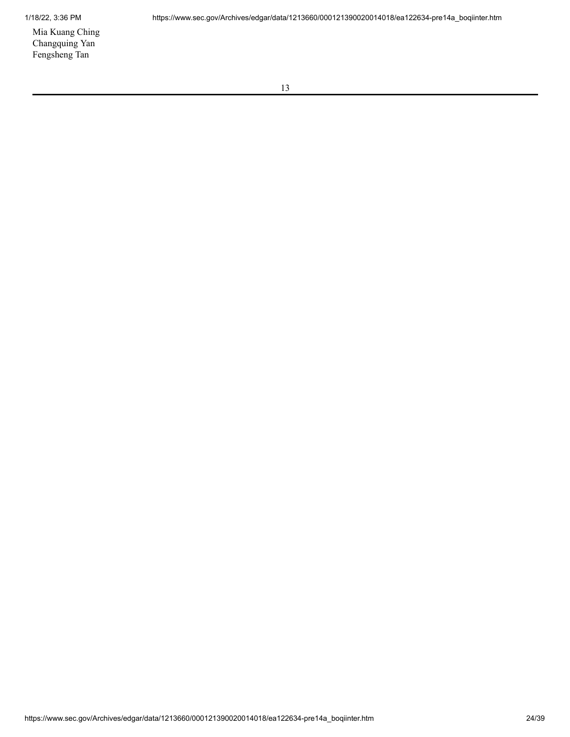Mia Kuang Ching
Changquing Yan
Fengsheng Tan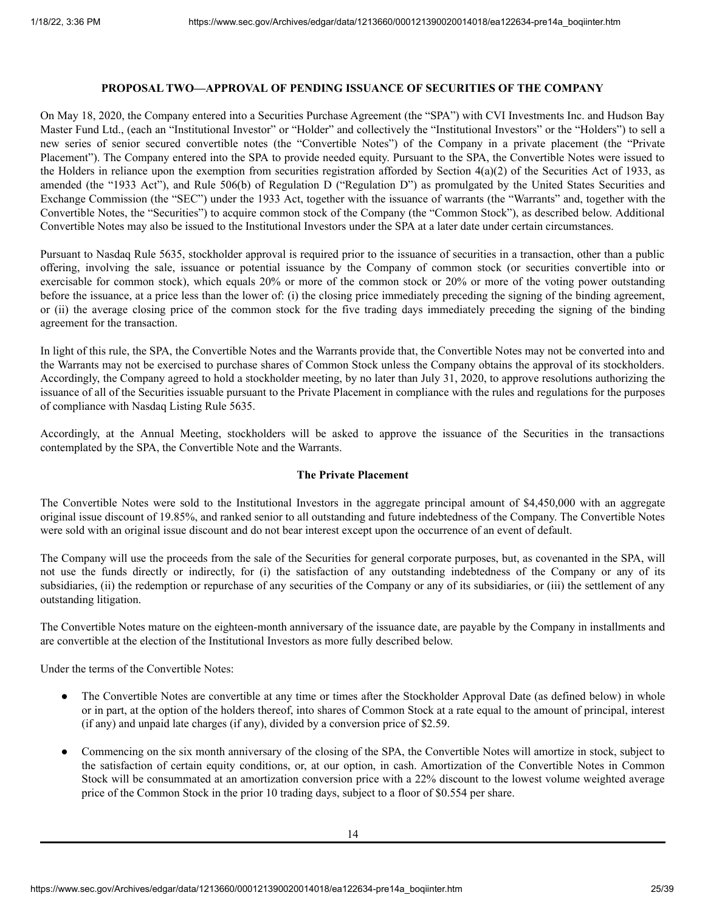## PROPOSAL TWO—APPROVAL OF PENDING ISSUANCE OF SECURITIES OF THE COMPANY

On May 18, 2020, the Company entered into a Securities Purchase Agreement (the "SPA") with CVI Investments Inc. and Hudson Bay Master Fund Ltd., (each an "Institutional Investor" or "Holder" and collectively the "Institutional Investors" or the "Holders") to sell a new series of senior secured convertible notes (the "Convertible Notes") of the Company in a private placement (the "Private Placement"). The Company entered into the SPA to provide needed equity. Pursuant to the SPA, the Convertible Notes were issued to the Holders in reliance upon the exemption from securities registration afforded by Section 4(a)(2) of the Securities Act of 1933, as amended (the "1933 Act"), and Rule 506(b) of Regulation D ("Regulation D") as promulgated by the United States Securities and Exchange Commission (the "SEC") under the 1933 Act, together with the issuance of warrants (the "Warrants" and, together with the Convertible Notes, the "Securities") to acquire common stock of the Company (the "Common Stock"), as described below. Additional Convertible Notes may also be issued to the Institutional Investors under the SPA at a later date under certain circumstances.

Pursuant to Nasdaq Rule 5635, stockholder approval is required prior to the issuance of securities in a transaction, other than a public offering, involving the sale, issuance or potential issuance by the Company of common stock (or securities convertible into or exercisable for common stock), which equals 20% or more of the common stock or 20% or more of the voting power outstanding before the issuance, at a price less than the lower of: (i) the closing price immediately preceding the signing of the binding agreement, or (ii) the average closing price of the common stock for the five trading days immediately preceding the signing of the binding agreement for the transaction.

In light of this rule, the SPA, the Convertible Notes and the Warrants provide that, the Convertible Notes may not be converted into and the Warrants may not be exercised to purchase shares of Common Stock unless the Company obtains the approval of its stockholders. Accordingly, the Company agreed to hold a stockholder meeting, by no later than July 31, 2020, to approve resolutions authorizing the issuance of all of the Securities issuable pursuant to the Private Placement in compliance with the rules and regulations for the purposes of compliance with Nasdaq Listing Rule 5635.

Accordingly, at the Annual Meeting, stockholders will be asked to approve the issuance of the Securities in the transactions contemplated by the SPA, the Convertible Note and the Warrants.

### The Private Placement

The Convertible Notes were sold to the Institutional Investors in the aggregate principal amount of $4,450,000 with an aggregate original issue discount of 19.85%, and ranked senior to all outstanding and future indebtedness of the Company. The Convertible Notes were sold with an original issue discount and do not bear interest except upon the occurrence of an event of default.

The Company will use the proceeds from the sale of the Securities for general corporate purposes, but, as covenanted in the SPA, will not use the funds directly or indirectly, for (i) the satisfaction of any outstanding indebtedness of the Company or any of its subsidiaries, (ii) the redemption or repurchase of any securities of the Company or any of its subsidiaries, or (iii) the settlement of any outstanding litigation.

The Convertible Notes mature on the eighteen-month anniversary of the issuance date, are payable by the Company in installments and are convertible at the election of the Institutional Investors as more fully described below.

Under the terms of the Convertible Notes:

- The Convertible Notes are convertible at any time or times after the Stockholder Approval Date (as defined below) in whole or in part, at the option of the holders thereof, into shares of Common Stock at a rate equal to the amount of principal, interest (if any) and unpaid late charges (if any), divided by a conversion price of $2.59.
- Commencing on the six month anniversary of the closing of the SPA, the Convertible Notes will amortize in stock, subject to the satisfaction of certain equity conditions, or, at our option, in cash. Amortization of the Convertible Notes in Common Stock will be consummated at an amortization conversion price with a 22% discount to the lowest volume weighted average price of the Common Stock in the prior 10 trading days, subject to a floor of $0.554 per share.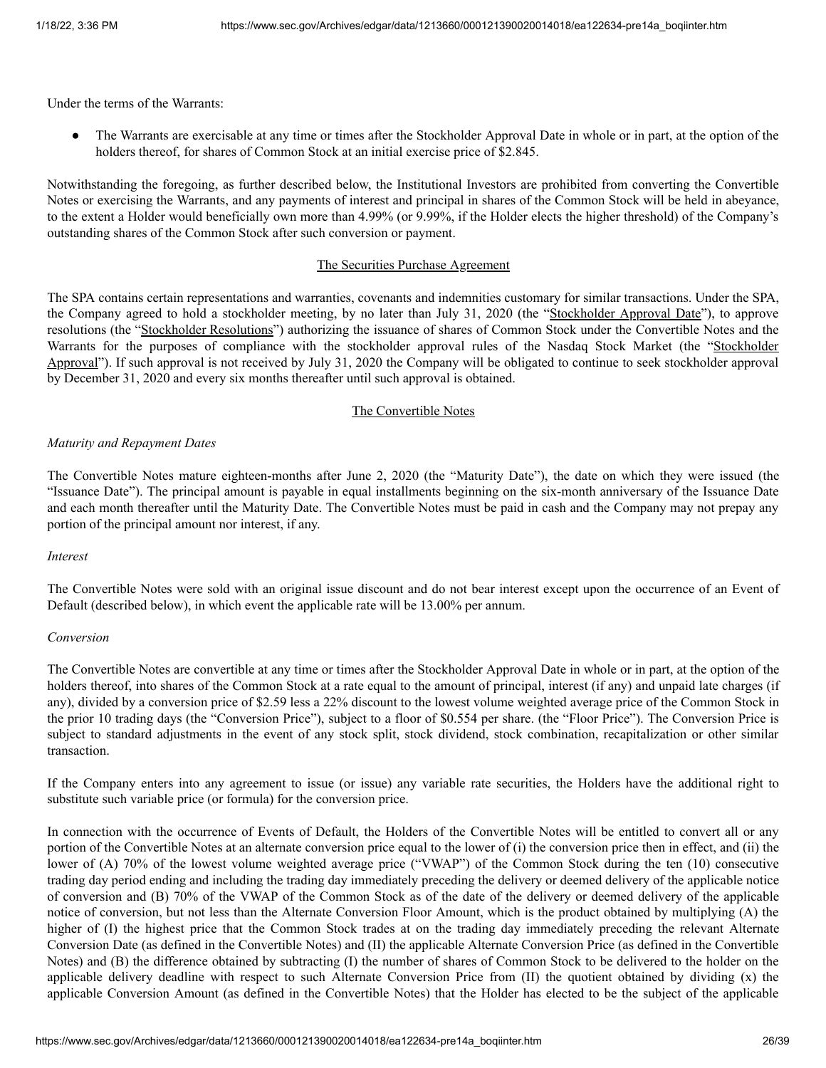Under the terms of the Warrants:

- The Warrants are exercisable at any time or times after the Stockholder Approval Date in whole or in part, at the option of the holders thereof, for shares of Common Stock at an initial exercise price of $2.845.

Notwithstanding the foregoing, as further described below, the Institutional Investors are prohibited from converting the Convertible Notes or exercising the Warrants, and any payments of interest and principal in shares of the Common Stock will be held in abeyance, to the extent a Holder would beneficially own more than 4.99% (or 9.99%, if the Holder elects the higher threshold) of the Company's outstanding shares of the Common Stock after such conversion or payment.

## The Securities Purchase Agreement

The SPA contains certain representations and warranties, covenants and indemnities customary for similar transactions. Under the SPA, the Company agreed to hold a stockholder meeting, by no later than July 31, 2020 (the "Stockholder Approval Date"), to approve resolutions (the "Stockholder Resolutions") authorizing the issuance of shares of Common Stock under the Convertible Notes and the Warrants for the purposes of compliance with the stockholder approval rules of the Nasdaq Stock Market (the "Stockholder Approval"). If such approval is not received by July 31, 2020 the Company will be obligated to continue to seek stockholder approval by December 31, 2020 and every six months thereafter until such approval is obtained.

## The Convertible Notes

*Maturity and Repayment Dates*

The Convertible Notes mature eighteen-months after June 2, 2020 (the "Maturity Date"), the date on which they were issued (the "Issuance Date"). The principal amount is payable in equal installments beginning on the six-month anniversary of the Issuance Date and each month thereafter until the Maturity Date. The Convertible Notes must be paid in cash and the Company may not prepay any portion of the principal amount nor interest, if any.

*Interest*

The Convertible Notes were sold with an original issue discount and do not bear interest except upon the occurrence of an Event of Default (described below), in which event the applicable rate will be 13.00% per annum.

*Conversion*

The Convertible Notes are convertible at any time or times after the Stockholder Approval Date in whole or in part, at the option of the holders thereof, into shares of the Common Stock at a rate equal to the amount of principal, interest (if any) and unpaid late charges (if any), divided by a conversion price of $2.59 less a 22% discount to the lowest volume weighted average price of the Common Stock in the prior 10 trading days (the "Conversion Price"), subject to a floor of $0.554 per share. (the "Floor Price"). The Conversion Price is subject to standard adjustments in the event of any stock split, stock dividend, stock combination, recapitalization or other similar transaction.

If the Company enters into any agreement to issue (or issue) any variable rate securities, the Holders have the additional right to substitute such variable price (or formula) for the conversion price.

In connection with the occurrence of Events of Default, the Holders of the Convertible Notes will be entitled to convert all or any portion of the Convertible Notes at an alternate conversion price equal to the lower of (i) the conversion price then in effect, and (ii) the lower of (A) 70% of the lowest volume weighted average price ("VWAP") of the Common Stock during the ten (10) consecutive trading day period ending and including the trading day immediately preceding the delivery or deemed delivery of the applicable notice of conversion and (B) 70% of the VWAP of the Common Stock as of the date of the delivery or deemed delivery of the applicable notice of conversion, but not less than the Alternate Conversion Floor Amount, which is the product obtained by multiplying (A) the higher of (I) the highest price that the Common Stock trades at on the trading day immediately preceding the relevant Alternate Conversion Date (as defined in the Convertible Notes) and (II) the applicable Alternate Conversion Price (as defined in the Convertible Notes) and (B) the difference obtained by subtracting (I) the number of shares of Common Stock to be delivered to the holder on the applicable delivery deadline with respect to such Alternate Conversion Price from (II) the quotient obtained by dividing (x) the applicable Conversion Amount (as defined in the Convertible Notes) that the Holder has elected to be the subject of the applicable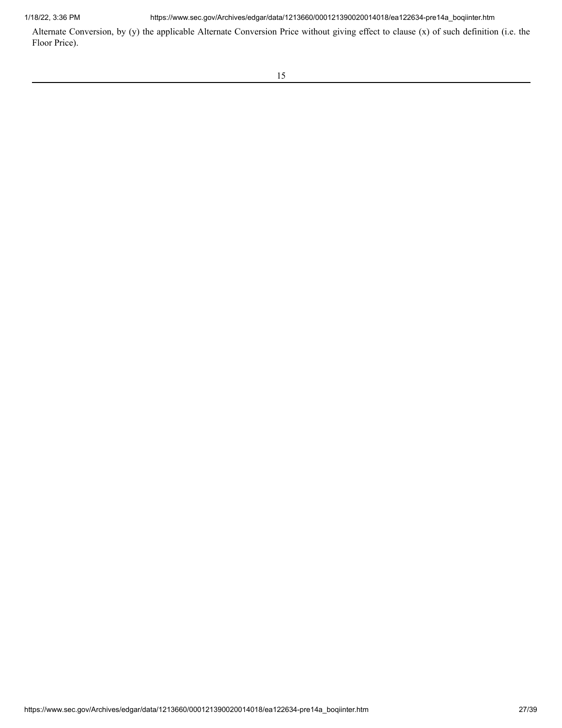Alternate Conversion, by (y) the applicable Alternate Conversion Price without giving effect to clause (x) of such definition (i.e. the Floor Price).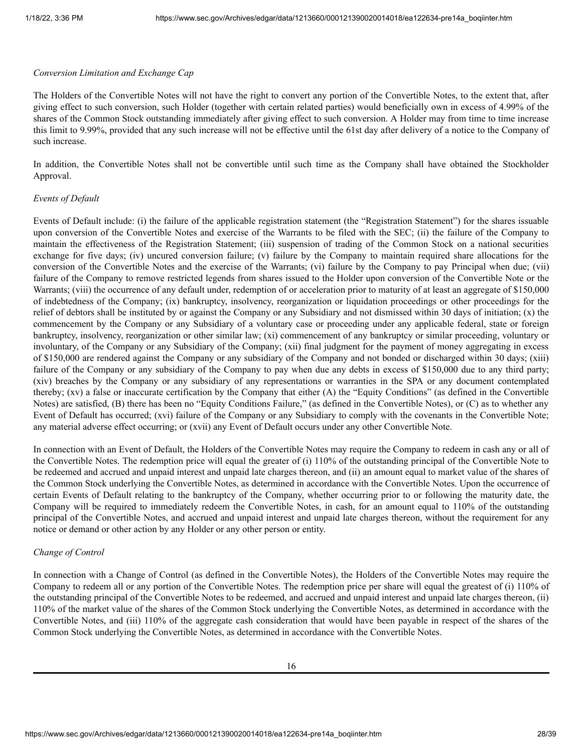*Conversion Limitation and Exchange Cap*

The Holders of the Convertible Notes will not have the right to convert any portion of the Convertible Notes, to the extent that, after giving effect to such conversion, such Holder (together with certain related parties) would beneficially own in excess of 4.99% of the shares of the Common Stock outstanding immediately after giving effect to such conversion. A Holder may from time to time increase this limit to 9.99%, provided that any such increase will not be effective until the 61st day after delivery of a notice to the Company of such increase.

In addition, the Convertible Notes shall not be convertible until such time as the Company shall have obtained the Stockholder Approval.

*Events of Default*

Events of Default include: (i) the failure of the applicable registration statement (the "Registration Statement") for the shares issuable upon conversion of the Convertible Notes and exercise of the Warrants to be filed with the SEC; (ii) the failure of the Company to maintain the effectiveness of the Registration Statement; (iii) suspension of trading of the Common Stock on a national securities exchange for five days; (iv) uncured conversion failure; (v) failure by the Company to maintain required share allocations for the conversion of the Convertible Notes and the exercise of the Warrants; (vi) failure by the Company to pay Principal when due; (vii) failure of the Company to remove restricted legends from shares issued to the Holder upon conversion of the Convertible Note or the Warrants; (viii) the occurrence of any default under, redemption of or acceleration prior to maturity of at least an aggregate of $150,000 of indebtedness of the Company; (ix) bankruptcy, insolvency, reorganization or liquidation proceedings or other proceedings for the relief of debtors shall be instituted by or against the Company or any Subsidiary and not dismissed within 30 days of initiation; (x) the commencement by the Company or any Subsidiary of a voluntary case or proceeding under any applicable federal, state or foreign bankruptcy, insolvency, reorganization or other similar law; (xi) commencement of any bankruptcy or similar proceeding, voluntary or involuntary, of the Company or any Subsidiary of the Company; (xii) final judgment for the payment of money aggregating in excess of $150,000 are rendered against the Company or any subsidiary of the Company and not bonded or discharged within 30 days; (xiii) failure of the Company or any subsidiary of the Company to pay when due any debts in excess of $150,000 due to any third party; (xiv) breaches by the Company or any subsidiary of any representations or warranties in the SPA or any document contemplated thereby; (xv) a false or inaccurate certification by the Company that either (A) the "Equity Conditions" (as defined in the Convertible Notes) are satisfied, (B) there has been no "Equity Conditions Failure," (as defined in the Convertible Notes), or (C) as to whether any Event of Default has occurred; (xvi) failure of the Company or any Subsidiary to comply with the covenants in the Convertible Note; any material adverse effect occurring; or (xvii) any Event of Default occurs under any other Convertible Note.

In connection with an Event of Default, the Holders of the Convertible Notes may require the Company to redeem in cash any or all of the Convertible Notes. The redemption price will equal the greater of (i) 110% of the outstanding principal of the Convertible Note to be redeemed and accrued and unpaid interest and unpaid late charges thereon, and (ii) an amount equal to market value of the shares of the Common Stock underlying the Convertible Notes, as determined in accordance with the Convertible Notes. Upon the occurrence of certain Events of Default relating to the bankruptcy of the Company, whether occurring prior to or following the maturity date, the Company will be required to immediately redeem the Convertible Notes, in cash, for an amount equal to 110% of the outstanding principal of the Convertible Notes, and accrued and unpaid interest and unpaid late charges thereon, without the requirement for any notice or demand or other action by any Holder or any other person or entity.

*Change of Control*

In connection with a Change of Control (as defined in the Convertible Notes), the Holders of the Convertible Notes may require the Company to redeem all or any portion of the Convertible Notes. The redemption price per share will equal the greatest of (i) 110% of the outstanding principal of the Convertible Notes to be redeemed, and accrued and unpaid interest and unpaid late charges thereon, (ii) 110% of the market value of the shares of the Common Stock underlying the Convertible Notes, as determined in accordance with the Convertible Notes, and (iii) 110% of the aggregate cash consideration that would have been payable in respect of the shares of the Common Stock underlying the Convertible Notes, as determined in accordance with the Convertible Notes.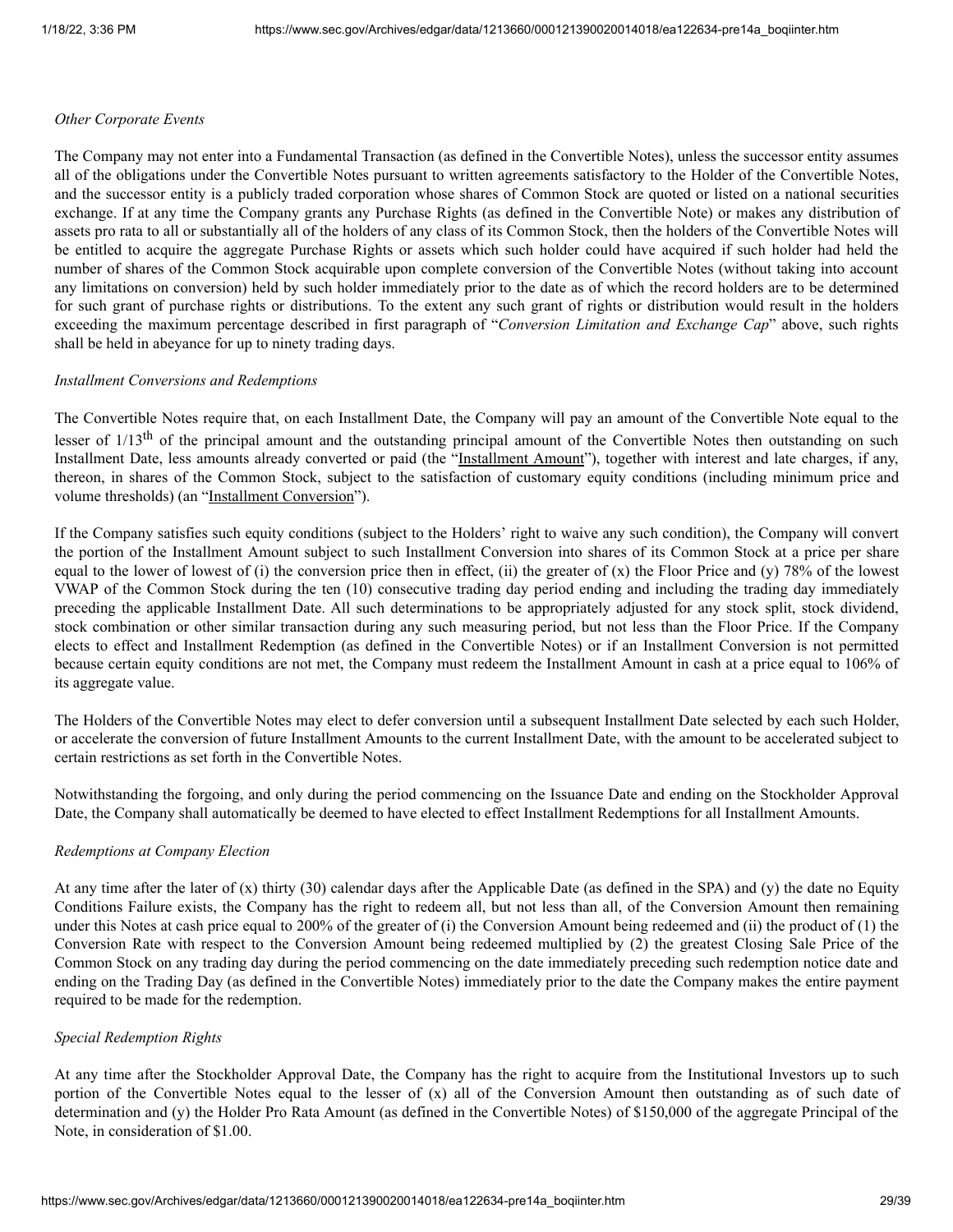*Other Corporate Events*

The Company may not enter into a Fundamental Transaction (as defined in the Convertible Notes), unless the successor entity assumes all of the obligations under the Convertible Notes pursuant to written agreements satisfactory to the Holder of the Convertible Notes, and the successor entity is a publicly traded corporation whose shares of Common Stock are quoted or listed on a national securities exchange. If at any time the Company grants any Purchase Rights (as defined in the Convertible Note) or makes any distribution of assets pro rata to all or substantially all of the holders of any class of its Common Stock, then the holders of the Convertible Notes will be entitled to acquire the aggregate Purchase Rights or assets which such holder could have acquired if such holder had held the number of shares of the Common Stock acquirable upon complete conversion of the Convertible Notes (without taking into account any limitations on conversion) held by such holder immediately prior to the date as of which the record holders are to be determined for such grant of purchase rights or distributions. To the extent any such grant of rights or distribution would result in the holders exceeding the maximum percentage described in first paragraph of "*Conversion Limitation and Exchange Cap*" above, such rights shall be held in abeyance for up to ninety trading days.

*Installment Conversions and Redemptions*

The Convertible Notes require that, on each Installment Date, the Company will pay an amount of the Convertible Note equal to the lesser of 1/13th of the principal amount and the outstanding principal amount of the Convertible Notes then outstanding on such Installment Date, less amounts already converted or paid (the "Installment Amount"), together with interest and late charges, if any, thereon, in shares of the Common Stock, subject to the satisfaction of customary equity conditions (including minimum price and volume thresholds) (an "Installment Conversion").

If the Company satisfies such equity conditions (subject to the Holders' right to waive any such condition), the Company will convert the portion of the Installment Amount subject to such Installment Conversion into shares of its Common Stock at a price per share equal to the lower of lowest of (i) the conversion price then in effect, (ii) the greater of (x) the Floor Price and (y) 78% of the lowest VWAP of the Common Stock during the ten (10) consecutive trading day period ending and including the trading day immediately preceding the applicable Installment Date. All such determinations to be appropriately adjusted for any stock split, stock dividend, stock combination or other similar transaction during any such measuring period, but not less than the Floor Price. If the Company elects to effect and Installment Redemption (as defined in the Convertible Notes) or if an Installment Conversion is not permitted because certain equity conditions are not met, the Company must redeem the Installment Amount in cash at a price equal to 106% of its aggregate value.

The Holders of the Convertible Notes may elect to defer conversion until a subsequent Installment Date selected by each such Holder, or accelerate the conversion of future Installment Amounts to the current Installment Date, with the amount to be accelerated subject to certain restrictions as set forth in the Convertible Notes.

Notwithstanding the forgoing, and only during the period commencing on the Issuance Date and ending on the Stockholder Approval Date, the Company shall automatically be deemed to have elected to effect Installment Redemptions for all Installment Amounts.

*Redemptions at Company Election*

At any time after the later of (x) thirty (30) calendar days after the Applicable Date (as defined in the SPA) and (y) the date no Equity Conditions Failure exists, the Company has the right to redeem all, but not less than all, of the Conversion Amount then remaining under this Notes at cash price equal to 200% of the greater of (i) the Conversion Amount being redeemed and (ii) the product of (1) the Conversion Rate with respect to the Conversion Amount being redeemed multiplied by (2) the greatest Closing Sale Price of the Common Stock on any trading day during the period commencing on the date immediately preceding such redemption notice date and ending on the Trading Day (as defined in the Convertible Notes) immediately prior to the date the Company makes the entire payment required to be made for the redemption.

*Special Redemption Rights*

At any time after the Stockholder Approval Date, the Company has the right to acquire from the Institutional Investors up to such portion of the Convertible Notes equal to the lesser of (x) all of the Conversion Amount then outstanding as of such date of determination and (y) the Holder Pro Rata Amount (as defined in the Convertible Notes) of $150,000 of the aggregate Principal of the Note, in consideration of $1.00.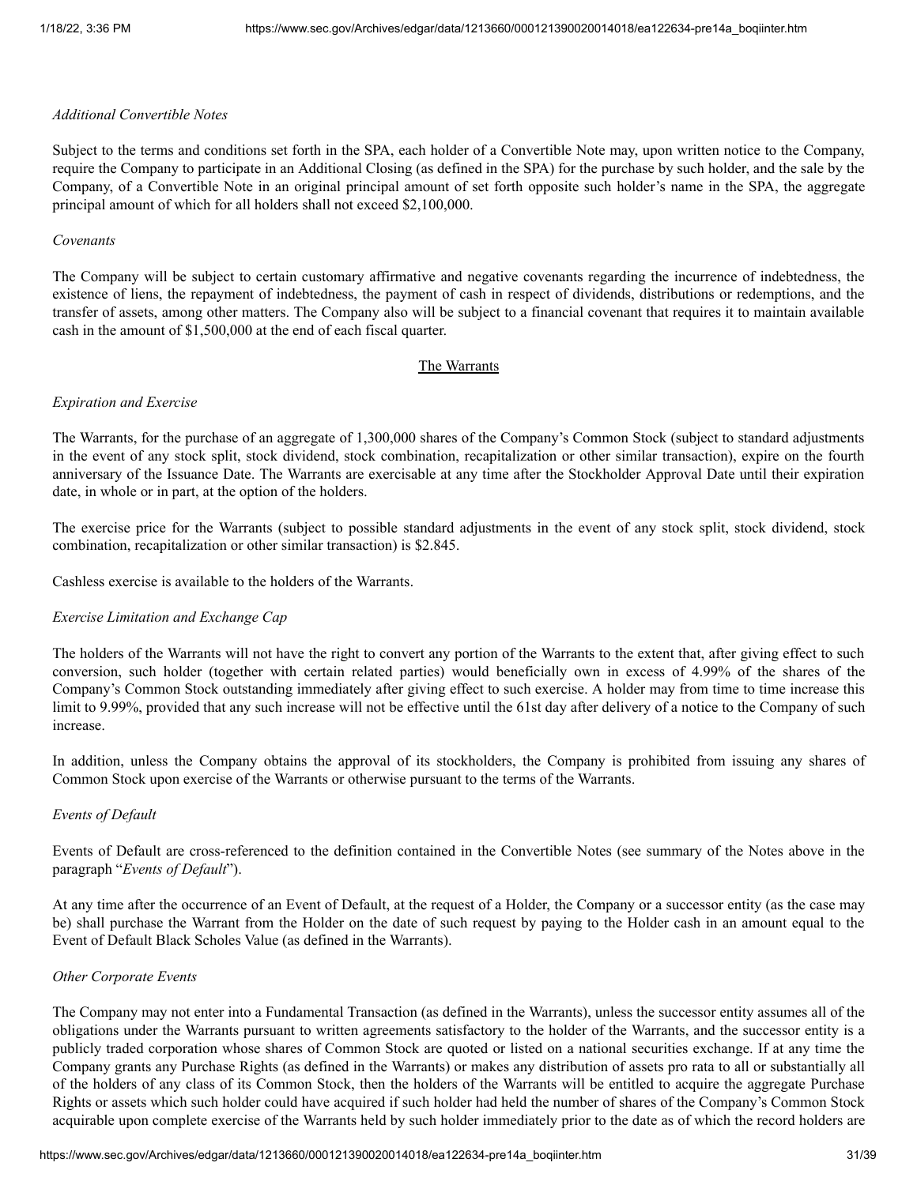*Additional Convertible Notes*

Subject to the terms and conditions set forth in the SPA, each holder of a Convertible Note may, upon written notice to the Company, require the Company to participate in an Additional Closing (as defined in the SPA) for the purchase by such holder, and the sale by the Company, of a Convertible Note in an original principal amount of set forth opposite such holder's name in the SPA, the aggregate principal amount of which for all holders shall not exceed $2,100,000.

*Covenants*

The Company will be subject to certain customary affirmative and negative covenants regarding the incurrence of indebtedness, the existence of liens, the repayment of indebtedness, the payment of cash in respect of dividends, distributions or redemptions, and the transfer of assets, among other matters. The Company also will be subject to a financial covenant that requires it to maintain available cash in the amount of $1,500,000 at the end of each fiscal quarter.

## The Warrants

*Expiration and Exercise*

The Warrants, for the purchase of an aggregate of 1,300,000 shares of the Company's Common Stock (subject to standard adjustments in the event of any stock split, stock dividend, stock combination, recapitalization or other similar transaction), expire on the fourth anniversary of the Issuance Date. The Warrants are exercisable at any time after the Stockholder Approval Date until their expiration date, in whole or in part, at the option of the holders.

The exercise price for the Warrants (subject to possible standard adjustments in the event of any stock split, stock dividend, stock combination, recapitalization or other similar transaction) is $2.845.

Cashless exercise is available to the holders of the Warrants.

*Exercise Limitation and Exchange Cap*

The holders of the Warrants will not have the right to convert any portion of the Warrants to the extent that, after giving effect to such conversion, such holder (together with certain related parties) would beneficially own in excess of 4.99% of the shares of the Company's Common Stock outstanding immediately after giving effect to such exercise. A holder may from time to time increase this limit to 9.99%, provided that any such increase will not be effective until the 61st day after delivery of a notice to the Company of such increase.

In addition, unless the Company obtains the approval of its stockholders, the Company is prohibited from issuing any shares of Common Stock upon exercise of the Warrants or otherwise pursuant to the terms of the Warrants.

*Events of Default*

Events of Default are cross-referenced to the definition contained in the Convertible Notes (see summary of the Notes above in the paragraph "*Events of Default*").

At any time after the occurrence of an Event of Default, at the request of a Holder, the Company or a successor entity (as the case may be) shall purchase the Warrant from the Holder on the date of such request by paying to the Holder cash in an amount equal to the Event of Default Black Scholes Value (as defined in the Warrants).

*Other Corporate Events*

The Company may not enter into a Fundamental Transaction (as defined in the Warrants), unless the successor entity assumes all of the obligations under the Warrants pursuant to written agreements satisfactory to the holder of the Warrants, and the successor entity is a publicly traded corporation whose shares of Common Stock are quoted or listed on a national securities exchange. If at any time the Company grants any Purchase Rights (as defined in the Warrants) or makes any distribution of assets pro rata to all or substantially all of the holders of any class of its Common Stock, then the holders of the Warrants will be entitled to acquire the aggregate Purchase Rights or assets which such holder could have acquired if such holder had held the number of shares of the Company's Common Stock acquirable upon complete exercise of the Warrants held by such holder immediately prior to the date as of which the record holders are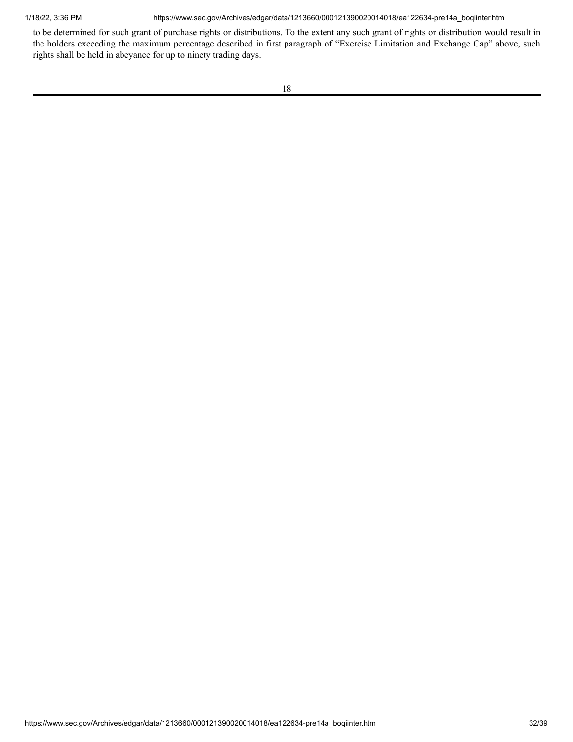to be determined for such grant of purchase rights or distributions. To the extent any such grant of rights or distribution would result in the holders exceeding the maximum percentage described in first paragraph of "Exercise Limitation and Exchange Cap" above, such rights shall be held in abeyance for up to ninety trading days.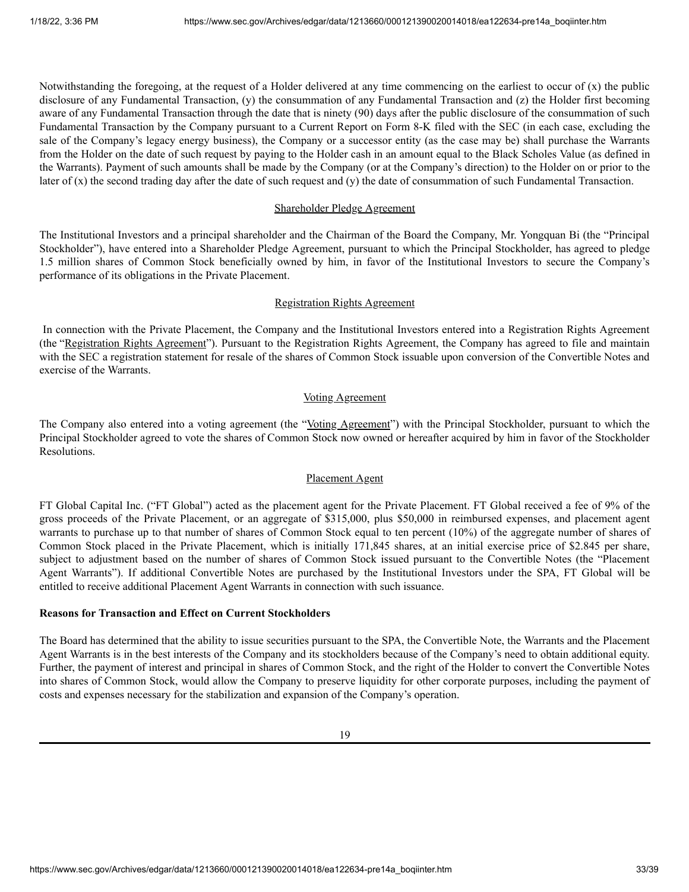Notwithstanding the foregoing, at the request of a Holder delivered at any time commencing on the earliest to occur of (x) the public disclosure of any Fundamental Transaction, (y) the consummation of any Fundamental Transaction and (z) the Holder first becoming aware of any Fundamental Transaction through the date that is ninety (90) days after the public disclosure of the consummation of such Fundamental Transaction by the Company pursuant to a Current Report on Form 8-K filed with the SEC (in each case, excluding the sale of the Company's legacy energy business), the Company or a successor entity (as the case may be) shall purchase the Warrants from the Holder on the date of such request by paying to the Holder cash in an amount equal to the Black Scholes Value (as defined in the Warrants). Payment of such amounts shall be made by the Company (or at the Company's direction) to the Holder on or prior to the later of (x) the second trading day after the date of such request and (y) the date of consummation of such Fundamental Transaction.

Shareholder Pledge Agreement

The Institutional Investors and a principal shareholder and the Chairman of the Board the Company, Mr. Yongquan Bi (the "Principal Stockholder"), have entered into a Shareholder Pledge Agreement, pursuant to which the Principal Stockholder, has agreed to pledge 1.5 million shares of Common Stock beneficially owned by him, in favor of the Institutional Investors to secure the Company's performance of its obligations in the Private Placement.

Registration Rights Agreement

In connection with the Private Placement, the Company and the Institutional Investors entered into a Registration Rights Agreement (the "Registration Rights Agreement"). Pursuant to the Registration Rights Agreement, the Company has agreed to file and maintain with the SEC a registration statement for resale of the shares of Common Stock issuable upon conversion of the Convertible Notes and exercise of the Warrants.

Voting Agreement

The Company also entered into a voting agreement (the "Voting Agreement") with the Principal Stockholder, pursuant to which the Principal Stockholder agreed to vote the shares of Common Stock now owned or hereafter acquired by him in favor of the Stockholder Resolutions.

Placement Agent

FT Global Capital Inc. ("FT Global") acted as the placement agent for the Private Placement. FT Global received a fee of 9% of the gross proceeds of the Private Placement, or an aggregate of $315,000, plus $50,000 in reimbursed expenses, and placement agent warrants to purchase up to that number of shares of Common Stock equal to ten percent (10%) of the aggregate number of shares of Common Stock placed in the Private Placement, which is initially 171,845 shares, at an initial exercise price of $2.845 per share, subject to adjustment based on the number of shares of Common Stock issued pursuant to the Convertible Notes (the "Placement Agent Warrants"). If additional Convertible Notes are purchased by the Institutional Investors under the SPA, FT Global will be entitled to receive additional Placement Agent Warrants in connection with such issuance.

**Reasons for Transaction and Effect on Current Stockholders**

The Board has determined that the ability to issue securities pursuant to the SPA, the Convertible Note, the Warrants and the Placement Agent Warrants is in the best interests of the Company and its stockholders because of the Company's need to obtain additional equity. Further, the payment of interest and principal in shares of Common Stock, and the right of the Holder to convert the Convertible Notes into shares of Common Stock, would allow the Company to preserve liquidity for other corporate purposes, including the payment of costs and expenses necessary for the stabilization and expansion of the Company's operation.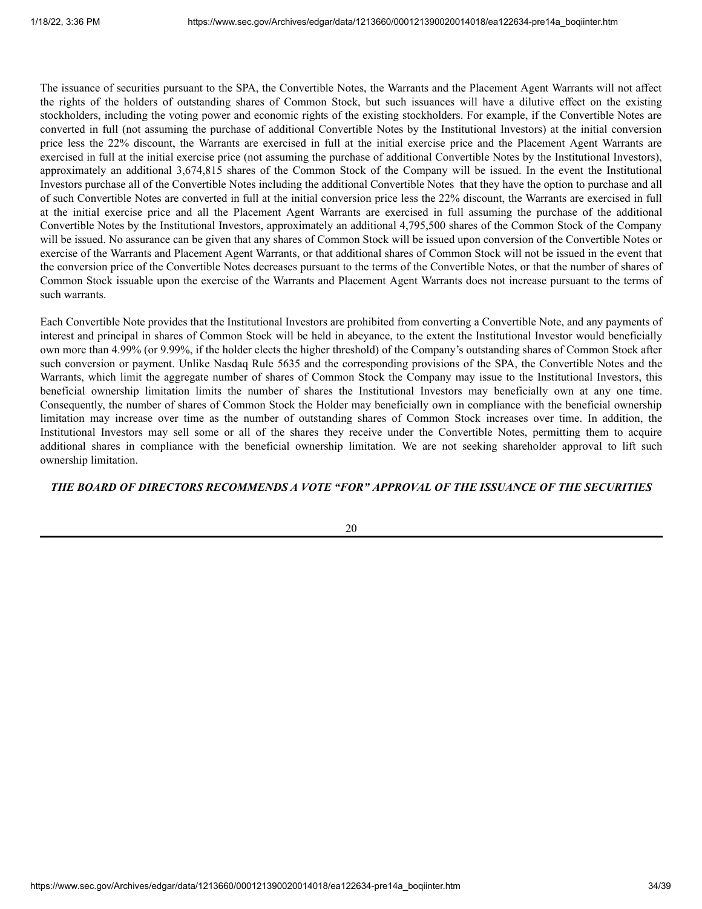The issuance of securities pursuant to the SPA, the Convertible Notes, the Warrants and the Placement Agent Warrants will not affect the rights of the holders of outstanding shares of Common Stock, but such issuances will have a dilutive effect on the existing stockholders, including the voting power and economic rights of the existing stockholders. For example, if the Convertible Notes are converted in full (not assuming the purchase of additional Convertible Notes by the Institutional Investors) at the initial conversion price less the 22% discount, the Warrants are exercised in full at the initial exercise price and the Placement Agent Warrants are exercised in full at the initial exercise price (not assuming the purchase of additional Convertible Notes by the Institutional Investors), approximately an additional 3,674,815 shares of the Common Stock of the Company will be issued. In the event the Institutional Investors purchase all of the Convertible Notes including the additional Convertible Notes that they have the option to purchase and all of such Convertible Notes are converted in full at the initial conversion price less the 22% discount, the Warrants are exercised in full at the initial exercise price and all the Placement Agent Warrants are exercised in full assuming the purchase of the additional Convertible Notes by the Institutional Investors, approximately an additional 4,795,500 shares of the Common Stock of the Company will be issued. No assurance can be given that any shares of Common Stock will be issued upon conversion of the Convertible Notes or exercise of the Warrants and Placement Agent Warrants, or that additional shares of Common Stock will not be issued in the event that the conversion price of the Convertible Notes decreases pursuant to the terms of the Convertible Notes, or that the number of shares of Common Stock issuable upon the exercise of the Warrants and Placement Agent Warrants does not increase pursuant to the terms of such warrants.

Each Convertible Note provides that the Institutional Investors are prohibited from converting a Convertible Note, and any payments of interest and principal in shares of Common Stock will be held in abeyance, to the extent the Institutional Investor would beneficially own more than 4.99% (or 9.99%, if the holder elects the higher threshold) of the Company's outstanding shares of Common Stock after such conversion or payment. Unlike Nasdaq Rule 5635 and the corresponding provisions of the SPA, the Convertible Notes and the Warrants, which limit the aggregate number of shares of Common Stock the Company may issue to the Institutional Investors, this beneficial ownership limitation limits the number of shares the Institutional Investors may beneficially own at any one time. Consequently, the number of shares of Common Stock the Holder may beneficially own in compliance with the beneficial ownership limitation may increase over time as the number of outstanding shares of Common Stock increases over time. In addition, the Institutional Investors may sell some or all of the shares they receive under the Convertible Notes, permitting them to acquire additional shares in compliance with the beneficial ownership limitation. We are not seeking shareholder approval to lift such ownership limitation.

***THE BOARD OF DIRECTORS RECOMMENDS A VOTE "FOR" APPROVAL OF THE ISSUANCE OF THE SECURITIES***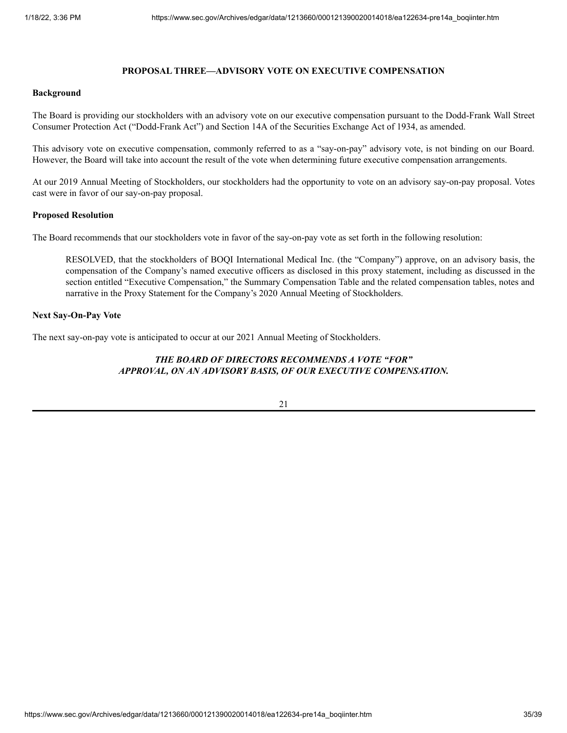## PROPOSAL THREE—ADVISORY VOTE ON EXECUTIVE COMPENSATION

**Background**

The Board is providing our stockholders with an advisory vote on our executive compensation pursuant to the Dodd-Frank Wall Street Consumer Protection Act ("Dodd-Frank Act") and Section 14A of the Securities Exchange Act of 1934, as amended.

This advisory vote on executive compensation, commonly referred to as a "say-on-pay" advisory vote, is not binding on our Board. However, the Board will take into account the result of the vote when determining future executive compensation arrangements.

At our 2019 Annual Meeting of Stockholders, our stockholders had the opportunity to vote on an advisory say-on-pay proposal. Votes cast were in favor of our say-on-pay proposal.

**Proposed Resolution**

The Board recommends that our stockholders vote in favor of the say-on-pay vote as set forth in the following resolution:

> RESOLVED, that the stockholders of BOQI International Medical Inc. (the "Company") approve, on an advisory basis, the compensation of the Company's named executive officers as disclosed in this proxy statement, including as discussed in the section entitled "Executive Compensation," the Summary Compensation Table and the related compensation tables, notes and narrative in the Proxy Statement for the Company's 2020 Annual Meeting of Stockholders.

**Next Say-On-Pay Vote**

The next say-on-pay vote is anticipated to occur at our 2021 Annual Meeting of Stockholders.

***THE BOARD OF DIRECTORS RECOMMENDS A VOTE "FOR" APPROVAL, ON AN ADVISORY BASIS, OF OUR EXECUTIVE COMPENSATION.***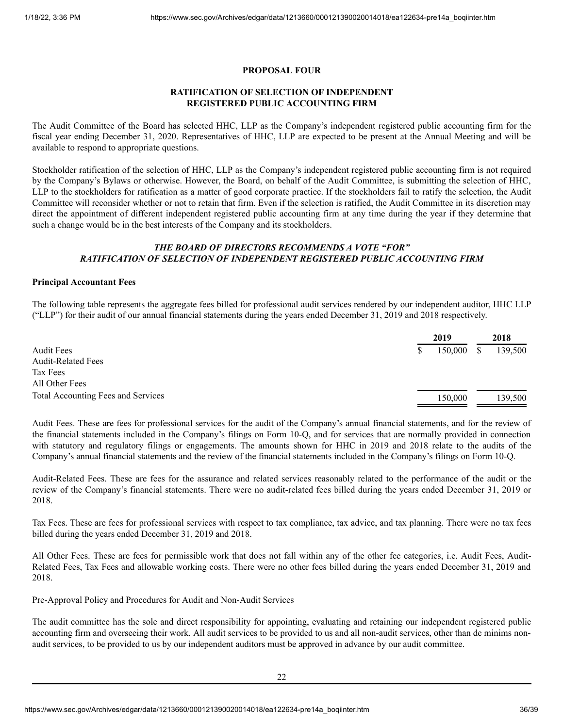## PROPOSAL FOUR

## RATIFICATION OF SELECTION OF INDEPENDENT REGISTERED PUBLIC ACCOUNTING FIRM

The Audit Committee of the Board has selected HHC, LLP as the Company's independent registered public accounting firm for the fiscal year ending December 31, 2020. Representatives of HHC, LLP are expected to be present at the Annual Meeting and will be available to respond to appropriate questions.

Stockholder ratification of the selection of HHC, LLP as the Company's independent registered public accounting firm is not required by the Company's Bylaws or otherwise. However, the Board, on behalf of the Audit Committee, is submitting the selection of HHC, LLP to the stockholders for ratification as a matter of good corporate practice. If the stockholders fail to ratify the selection, the Audit Committee will reconsider whether or not to retain that firm. Even if the selection is ratified, the Audit Committee in its discretion may direct the appointment of different independent registered public accounting firm at any time during the year if they determine that such a change would be in the best interests of the Company and its stockholders.

***THE BOARD OF DIRECTORS RECOMMENDS A VOTE "FOR" RATIFICATION OF SELECTION OF INDEPENDENT REGISTERED PUBLIC ACCOUNTING FIRM***

**Principal Accountant Fees**

The following table represents the aggregate fees billed for professional audit services rendered by our independent auditor, HHC LLP ("LLP") for their audit of our annual financial statements during the years ended December 31, 2019 and 2018 respectively.

| | 2019 | 2018 |
|---|---|---|
| Audit Fees | $ 150,000 | $ 139,500 |
| Audit-Related Fees | | |
| Tax Fees | | |
| All Other Fees | | |
| Total Accounting Fees and Services | 150,000 | 139,500 |

Audit Fees. These are fees for professional services for the audit of the Company's annual financial statements, and for the review of the financial statements included in the Company's filings on Form 10-Q, and for services that are normally provided in connection with statutory and regulatory filings or engagements. The amounts shown for HHC in 2019 and 2018 relate to the audits of the Company's annual financial statements and the review of the financial statements included in the Company's filings on Form 10-Q.

Audit-Related Fees. These are fees for the assurance and related services reasonably related to the performance of the audit or the review of the Company's financial statements. There were no audit-related fees billed during the years ended December 31, 2019 or 2018.

Tax Fees. These are fees for professional services with respect to tax compliance, tax advice, and tax planning. There were no tax fees billed during the years ended December 31, 2019 and 2018.

All Other Fees. These are fees for permissible work that does not fall within any of the other fee categories, i.e. Audit Fees, Audit-Related Fees, Tax Fees and allowable working costs. There were no other fees billed during the years ended December 31, 2019 and 2018.

Pre-Approval Policy and Procedures for Audit and Non-Audit Services

The audit committee has the sole and direct responsibility for appointing, evaluating and retaining our independent registered public accounting firm and overseeing their work. All audit services to be provided to us and all non-audit services, other than de minims non-audit services, to be provided to us by our independent auditors must be approved in advance by our audit committee.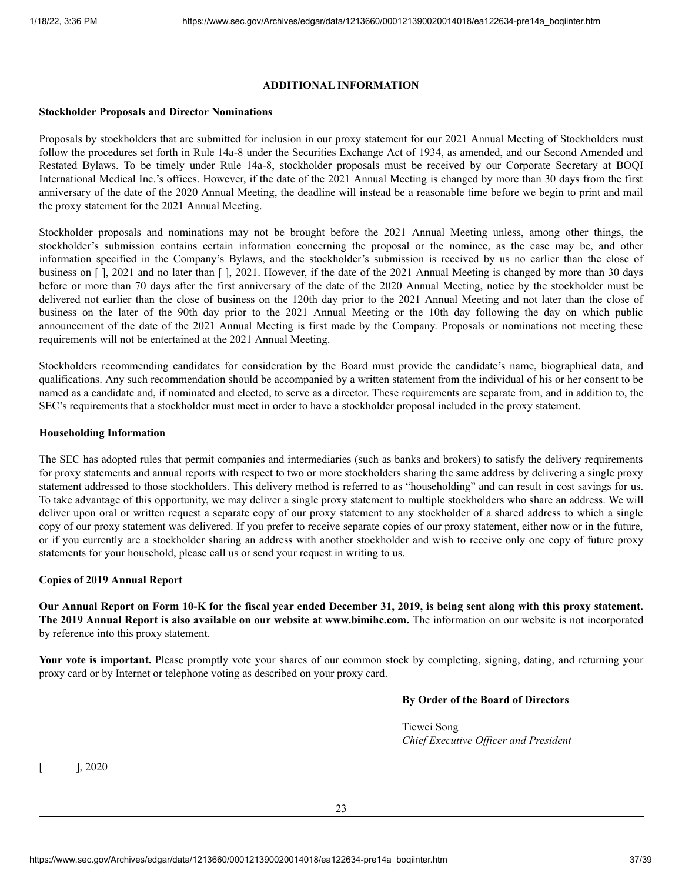## ADDITIONAL INFORMATION

### Stockholder Proposals and Director Nominations

Proposals by stockholders that are submitted for inclusion in our proxy statement for our 2021 Annual Meeting of Stockholders must follow the procedures set forth in Rule 14a-8 under the Securities Exchange Act of 1934, as amended, and our Second Amended and Restated Bylaws. To be timely under Rule 14a-8, stockholder proposals must be received by our Corporate Secretary at BOQI International Medical Inc.'s offices. However, if the date of the 2021 Annual Meeting is changed by more than 30 days from the first anniversary of the date of the 2020 Annual Meeting, the deadline will instead be a reasonable time before we begin to print and mail the proxy statement for the 2021 Annual Meeting.

Stockholder proposals and nominations may not be brought before the 2021 Annual Meeting unless, among other things, the stockholder's submission contains certain information concerning the proposal or the nominee, as the case may be, and other information specified in the Company's Bylaws, and the stockholder's submission is received by us no earlier than the close of business on [ ], 2021 and no later than [ ], 2021. However, if the date of the 2021 Annual Meeting is changed by more than 30 days before or more than 70 days after the first anniversary of the date of the 2020 Annual Meeting, notice by the stockholder must be delivered not earlier than the close of business on the 120th day prior to the 2021 Annual Meeting and not later than the close of business on the later of the 90th day prior to the 2021 Annual Meeting or the 10th day following the day on which public announcement of the date of the 2021 Annual Meeting is first made by the Company. Proposals or nominations not meeting these requirements will not be entertained at the 2021 Annual Meeting.

Stockholders recommending candidates for consideration by the Board must provide the candidate's name, biographical data, and qualifications. Any such recommendation should be accompanied by a written statement from the individual of his or her consent to be named as a candidate and, if nominated and elected, to serve as a director. These requirements are separate from, and in addition to, the SEC's requirements that a stockholder must meet in order to have a stockholder proposal included in the proxy statement.

### Householding Information

The SEC has adopted rules that permit companies and intermediaries (such as banks and brokers) to satisfy the delivery requirements for proxy statements and annual reports with respect to two or more stockholders sharing the same address by delivering a single proxy statement addressed to those stockholders. This delivery method is referred to as "householding" and can result in cost savings for us. To take advantage of this opportunity, we may deliver a single proxy statement to multiple stockholders who share an address. We will deliver upon oral or written request a separate copy of our proxy statement to any stockholder of a shared address to which a single copy of our proxy statement was delivered. If you prefer to receive separate copies of our proxy statement, either now or in the future, or if you currently are a stockholder sharing an address with another stockholder and wish to receive only one copy of future proxy statements for your household, please call us or send your request in writing to us.

### Copies of 2019 Annual Report

**Our Annual Report on Form 10-K for the fiscal year ended December 31, 2019, is being sent along with this proxy statement. The 2019 Annual Report is also available on our website at www.bimihc.com.** The information on our website is not incorporated by reference into this proxy statement.

**Your vote is important.** Please promptly vote your shares of our common stock by completing, signing, dating, and returning your proxy card or by Internet or telephone voting as described on your proxy card.

**By Order of the Board of Directors**

Tiewei Song
*Chief Executive Officer and President*

[ ], 2020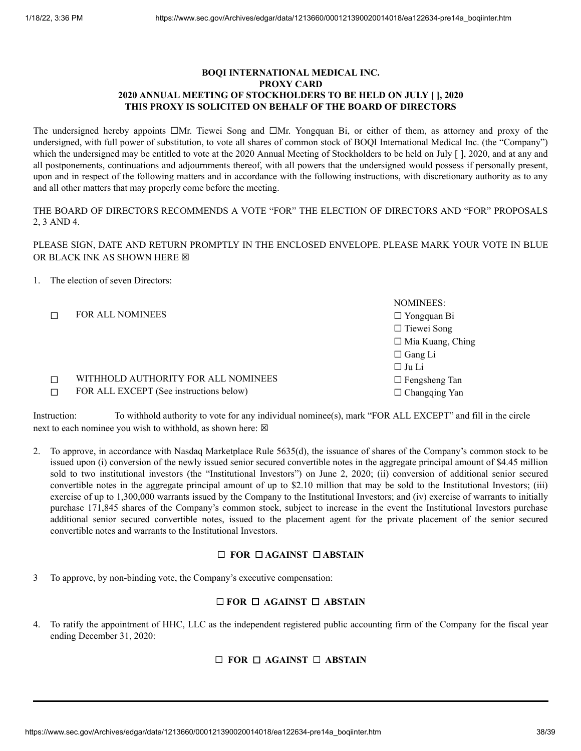**BOQI INTERNATIONAL MEDICAL INC.**
**PROXY CARD**
**2020 ANNUAL MEETING OF STOCKHOLDERS TO BE HELD ON JULY [ ], 2020**
**THIS PROXY IS SOLICITED ON BEHALF OF THE BOARD OF DIRECTORS**

The undersigned hereby appoints ☐Mr. Tiewei Song and ☐Mr. Yongquan Bi, or either of them, as attorney and proxy of the undersigned, with full power of substitution, to vote all shares of common stock of BOQI International Medical Inc. (the "Company") which the undersigned may be entitled to vote at the 2020 Annual Meeting of Stockholders to be held on July [ ], 2020, and at any and all postponements, continuations and adjournments thereof, with all powers that the undersigned would possess if personally present, upon and in respect of the following matters and in accordance with the following instructions, with discretionary authority as to any and all other matters that may properly come before the meeting.

THE BOARD OF DIRECTORS RECOMMENDS A VOTE "FOR" THE ELECTION OF DIRECTORS AND "FOR" PROPOSALS 2, 3 AND 4.

PLEASE SIGN, DATE AND RETURN PROMPTLY IN THE ENCLOSED ENVELOPE. PLEASE MARK YOUR VOTE IN BLUE OR BLACK INK AS SHOWN HERE ☒

1. The election of seven Directors:

| | | NOMINEES: |
|---|---|---|
| ☐ | FOR ALL NOMINEES | ☐ Yongquan Bi |
| | | ☐ Tiewei Song |
| | | ☐ Mia Kuang, Ching |
| | | ☐ Gang Li |
| | | ☐ Ju Li |
| ☐ | WITHHOLD AUTHORITY FOR ALL NOMINEES | ☐ Fengsheng Tan |
| ☐ | FOR ALL EXCEPT (See instructions below) | ☐ Changqing Yan |

Instruction: To withhold authority to vote for any individual nominee(s), mark "FOR ALL EXCEPT" and fill in the circle next to each nominee you wish to withhold, as shown here: ☒

2. To approve, in accordance with Nasdaq Marketplace Rule 5635(d), the issuance of shares of the Company's common stock to be issued upon (i) conversion of the newly issued senior secured convertible notes in the aggregate principal amount of $4.45 million sold to two institutional investors (the "Institutional Investors") on June 2, 2020; (ii) conversion of additional senior secured convertible notes in the aggregate principal amount of up to $2.10 million that may be sold to the Institutional Investors; (iii) exercise of up to 1,300,000 warrants issued by the Company to the Institutional Investors; and (iv) exercise of warrants to initially purchase 171,845 shares of the Company's common stock, subject to increase in the event the Institutional Investors purchase additional senior secured convertible notes, issued to the placement agent for the private placement of the senior secured convertible notes and warrants to the Institutional Investors.

**☐ FOR ☐ AGAINST ☐ ABSTAIN**

3 To approve, by non-binding vote, the Company's executive compensation:

**☐ FOR ☐ AGAINST ☐ ABSTAIN**

4. To ratify the appointment of HHC, LLC as the independent registered public accounting firm of the Company for the fiscal year ending December 31, 2020:

**☐ FOR ☐ AGAINST ☐ ABSTAIN**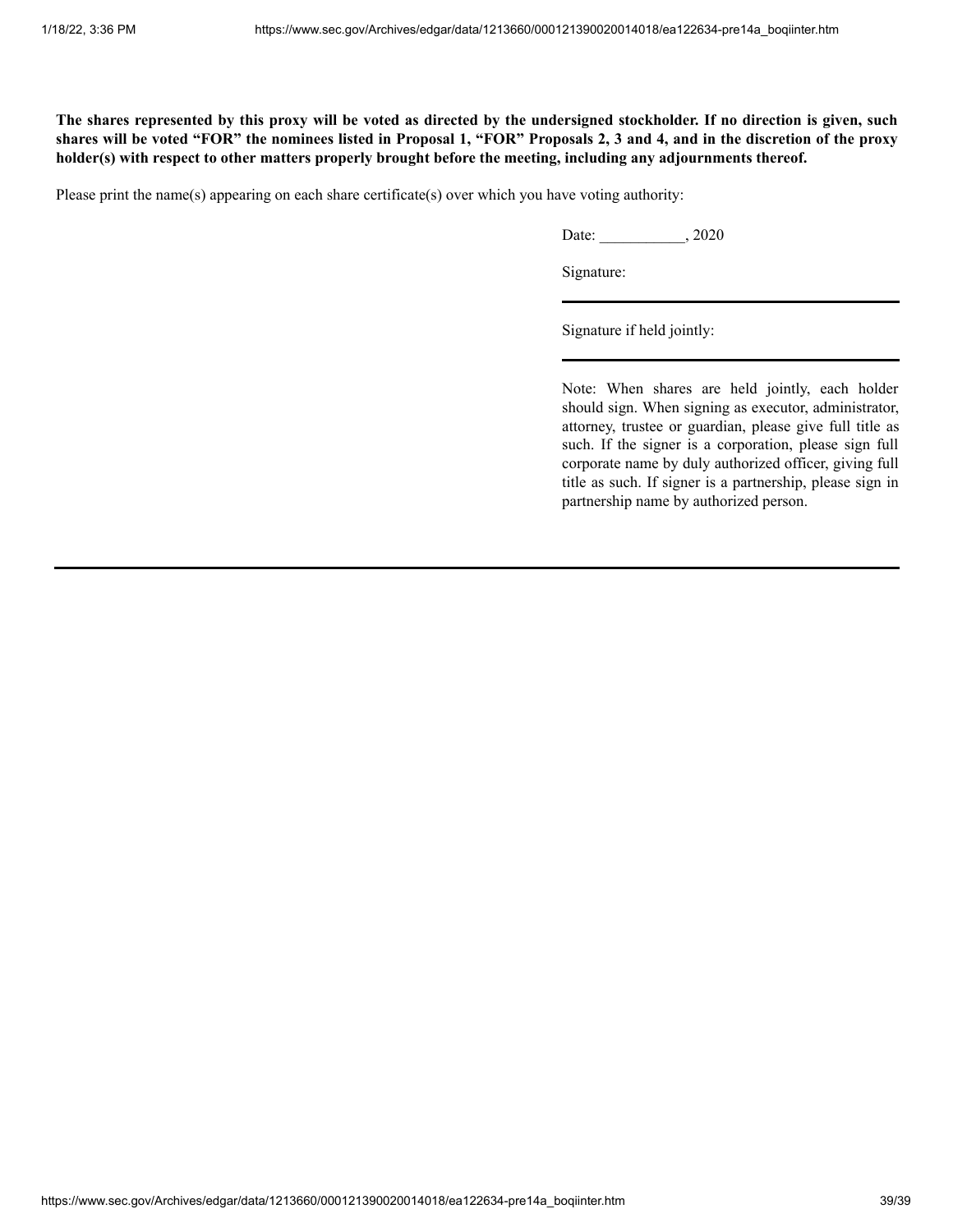**The shares represented by this proxy will be voted as directed by the undersigned stockholder. If no direction is given, such shares will be voted "FOR" the nominees listed in Proposal 1, "FOR" Proposals 2, 3 and 4, and in the discretion of the proxy holder(s) with respect to other matters properly brought before the meeting, including any adjournments thereof.**

Please print the name(s) appearing on each share certificate(s) over which you have voting authority:

Date: ___________, 2020

Signature:

_______________________________

Signature if held jointly:

_______________________________

Note: When shares are held jointly, each holder should sign. When signing as executor, administrator, attorney, trustee or guardian, please give full title as such. If the signer is a corporation, please sign full corporate name by duly authorized officer, giving full title as such. If signer is a partnership, please sign in partnership name by authorized person.